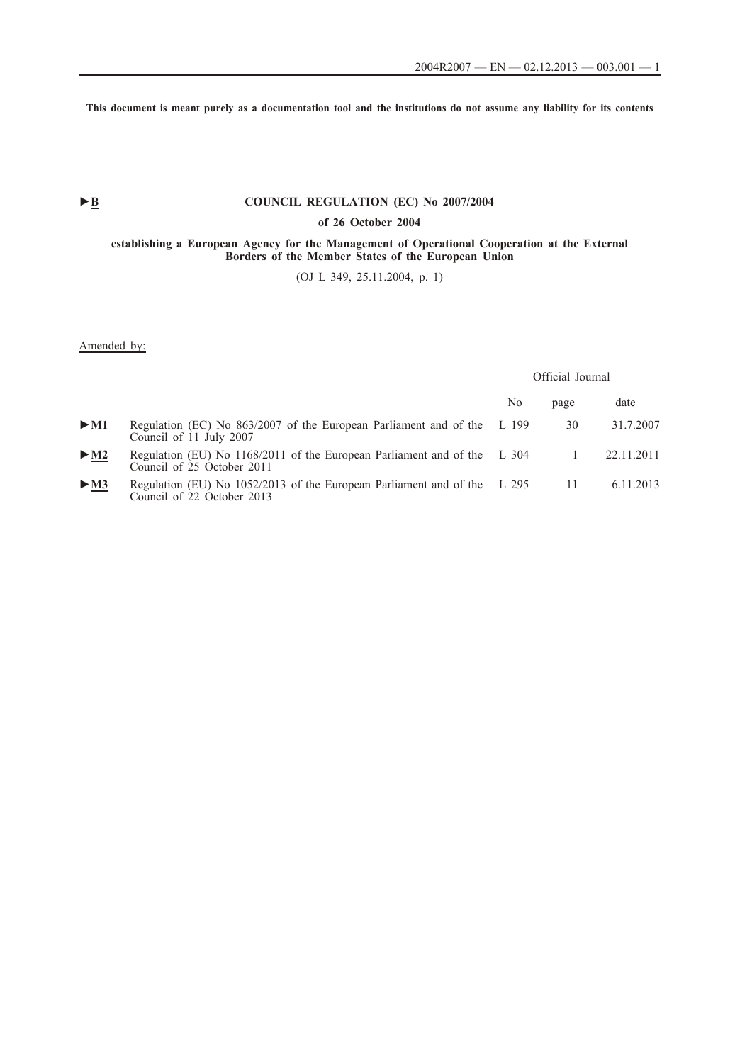**This document is meant purely as a documentation tool and the institutions do not assume any liability for its contents**

►B

# COUNCIL REGULATION (EC) No 2007/2004

## of 26 October 2004

## establishing a European Agency for the Management of Operational Cooperation at the External Borders of the Member States of the European Union

(OJ L 349, 25.11.2004, p. 1)

Amended by:

| | | Official Journal | | |
|---|---|---|---|---|
| | | No | page | date |
| ►M1 | Regulation (EC) No 863/2007 of the European Parliament and of the Council of 11 July 2007 | L 199 | 30 | 31.7.2007 |
| ►M2 | Regulation (EU) No 1168/2011 of the European Parliament and of the Council of 25 October 2011 | L 304 | 1 | 22.11.2011 |
| ►M3 | Regulation (EU) No 1052/2013 of the European Parliament and of the Council of 22 October 2013 | L 295 | 11 | 6.11.2013 |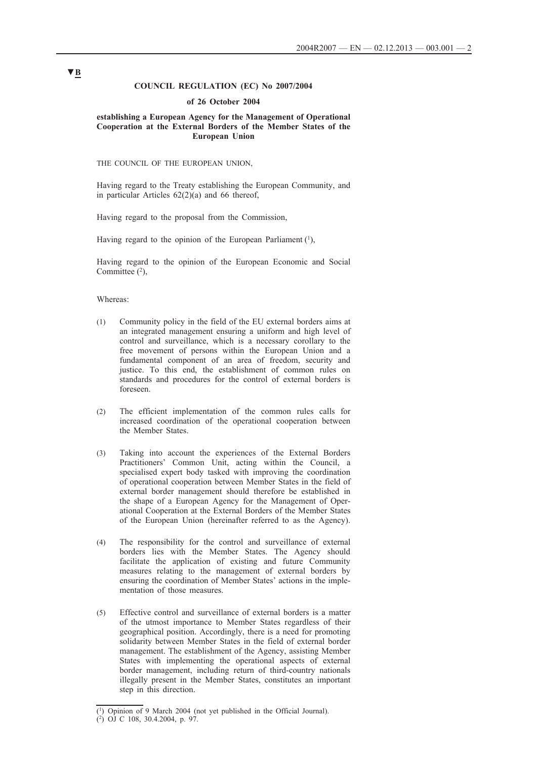▼B

**COUNCIL REGULATION (EC) No 2007/2004**

**of 26 October 2004**

**establishing a European Agency for the Management of Operational Cooperation at the External Borders of the Member States of the European Union**

THE COUNCIL OF THE EUROPEAN UNION,

Having regard to the Treaty establishing the European Community, and in particular Articles 62(2)(a) and 66 thereof,

Having regard to the proposal from the Commission,

Having regard to the opinion of the European Parliament [1],

Having regard to the opinion of the European Economic and Social Committee [2],

Whereas:

(1) Community policy in the field of the EU external borders aims at an integrated management ensuring a uniform and high level of control and surveillance, which is a necessary corollary to the free movement of persons within the European Union and a fundamental component of an area of freedom, security and justice. To this end, the establishment of common rules on standards and procedures for the control of external borders is foreseen.

(2) The efficient implementation of the common rules calls for increased coordination of the operational cooperation between the Member States.

(3) Taking into account the experiences of the External Borders Practitioners' Common Unit, acting within the Council, a specialised expert body tasked with improving the coordination of operational cooperation between Member States in the field of external border management should therefore be established in the shape of a European Agency for the Management of Operational Cooperation at the External Borders of the Member States of the European Union (hereinafter referred to as the Agency).

(4) The responsibility for the control and surveillance of external borders lies with the Member States. The Agency should facilitate the application of existing and future Community measures relating to the management of external borders by ensuring the coordination of Member States' actions in the implementation of those measures.

(5) Effective control and surveillance of external borders is a matter of the utmost importance to Member States regardless of their geographical position. Accordingly, there is a need for promoting solidarity between Member States in the field of external border management. The establishment of the Agency, assisting Member States with implementing the operational aspects of external border management, including return of third-country nationals illegally present in the Member States, constitutes an important step in this direction.

---

[1] Opinion of 9 March 2004 (not yet published in the Official Journal).

[2] OJ C 108, 30.4.2004, p. 97.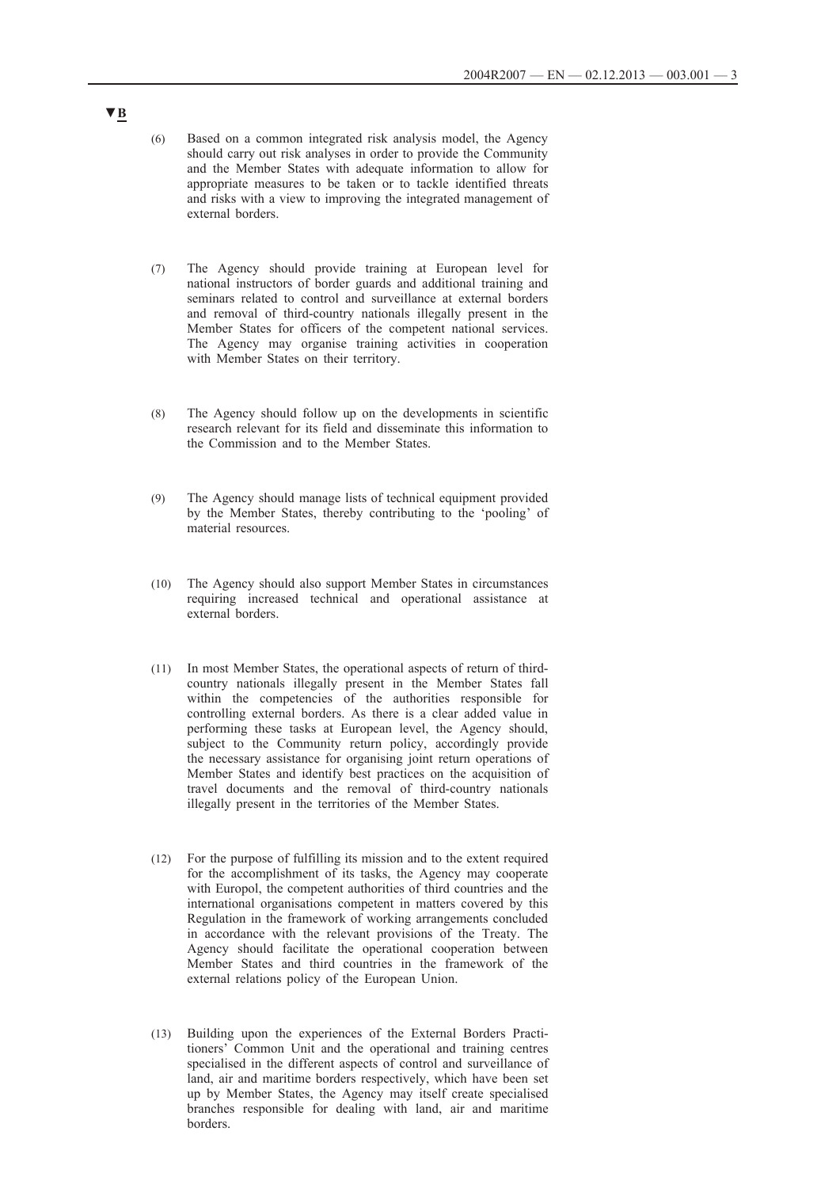▼B

(6) Based on a common integrated risk analysis model, the Agency should carry out risk analyses in order to provide the Community and the Member States with adequate information to allow for appropriate measures to be taken or to tackle identified threats and risks with a view to improving the integrated management of external borders.

(7) The Agency should provide training at European level for national instructors of border guards and additional training and seminars related to control and surveillance at external borders and removal of third-country nationals illegally present in the Member States for officers of the competent national services. The Agency may organise training activities in cooperation with Member States on their territory.

(8) The Agency should follow up on the developments in scientific research relevant for its field and disseminate this information to the Commission and to the Member States.

(9) The Agency should manage lists of technical equipment provided by the Member States, thereby contributing to the 'pooling' of material resources.

(10) The Agency should also support Member States in circumstances requiring increased technical and operational assistance at external borders.

(11) In most Member States, the operational aspects of return of third-country nationals illegally present in the Member States fall within the competencies of the authorities responsible for controlling external borders. As there is a clear added value in performing these tasks at European level, the Agency should, subject to the Community return policy, accordingly provide the necessary assistance for organising joint return operations of Member States and identify best practices on the acquisition of travel documents and the removal of third-country nationals illegally present in the territories of the Member States.

(12) For the purpose of fulfilling its mission and to the extent required for the accomplishment of its tasks, the Agency may cooperate with Europol, the competent authorities of third countries and the international organisations competent in matters covered by this Regulation in the framework of working arrangements concluded in accordance with the relevant provisions of the Treaty. The Agency should facilitate the operational cooperation between Member States and third countries in the framework of the external relations policy of the European Union.

(13) Building upon the experiences of the External Borders Practitioners' Common Unit and the operational and training centres specialised in the different aspects of control and surveillance of land, air and maritime borders respectively, which have been set up by Member States, the Agency may itself create specialised branches responsible for dealing with land, air and maritime borders.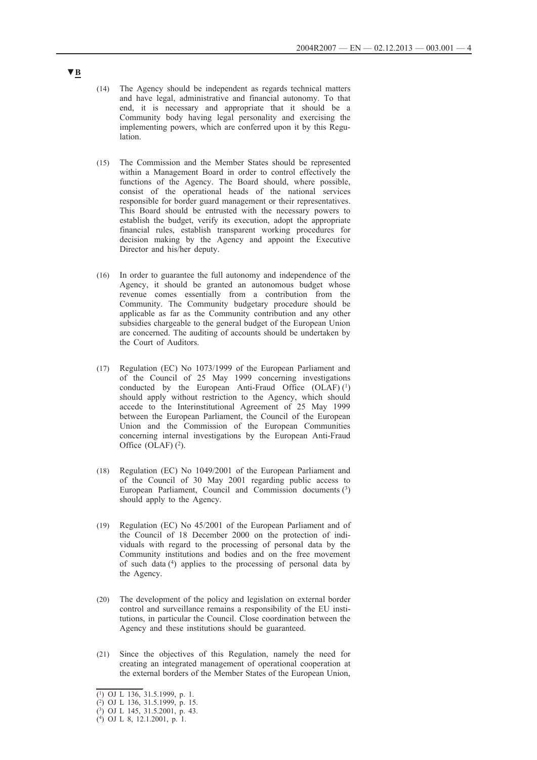▼B

(14) The Agency should be independent as regards technical matters and have legal, administrative and financial autonomy. To that end, it is necessary and appropriate that it should be a Community body having legal personality and exercising the implementing powers, which are conferred upon it by this Regulation.

(15) The Commission and the Member States should be represented within a Management Board in order to control effectively the functions of the Agency. The Board should, where possible, consist of the operational heads of the national services responsible for border guard management or their representatives. This Board should be entrusted with the necessary powers to establish the budget, verify its execution, adopt the appropriate financial rules, establish transparent working procedures for decision making by the Agency and appoint the Executive Director and his/her deputy.

(16) In order to guarantee the full autonomy and independence of the Agency, it should be granted an autonomous budget whose revenue comes essentially from a contribution from the Community. The Community budgetary procedure should be applicable as far as the Community contribution and any other subsidies chargeable to the general budget of the European Union are concerned. The auditing of accounts should be undertaken by the Court of Auditors.

(17) Regulation (EC) No 1073/1999 of the European Parliament and of the Council of 25 May 1999 concerning investigations conducted by the European Anti-Fraud Office (OLAF) [1] should apply without restriction to the Agency, which should accede to the Interinstitutional Agreement of 25 May 1999 between the European Parliament, the Council of the European Union and the Commission of the European Communities concerning internal investigations by the European Anti-Fraud Office (OLAF) [2].

(18) Regulation (EC) No 1049/2001 of the European Parliament and of the Council of 30 May 2001 regarding public access to European Parliament, Council and Commission documents [3] should apply to the Agency.

(19) Regulation (EC) No 45/2001 of the European Parliament and of the Council of 18 December 2000 on the protection of individuals with regard to the processing of personal data by the Community institutions and bodies and on the free movement of such data [4] applies to the processing of personal data by the Agency.

(20) The development of the policy and legislation on external border control and surveillance remains a responsibility of the EU institutions, in particular the Council. Close coordination between the Agency and these institutions should be guaranteed.

(21) Since the objectives of this Regulation, namely the need for creating an integrated management of operational cooperation at the external borders of the Member States of the European Union,

---

[1] OJ L 136, 31.5.1999, p. 1.

[2] OJ L 136, 31.5.1999, p. 15.

[3] OJ L 145, 31.5.2001, p. 43.

[4] OJ L 8, 12.1.2001, p. 1.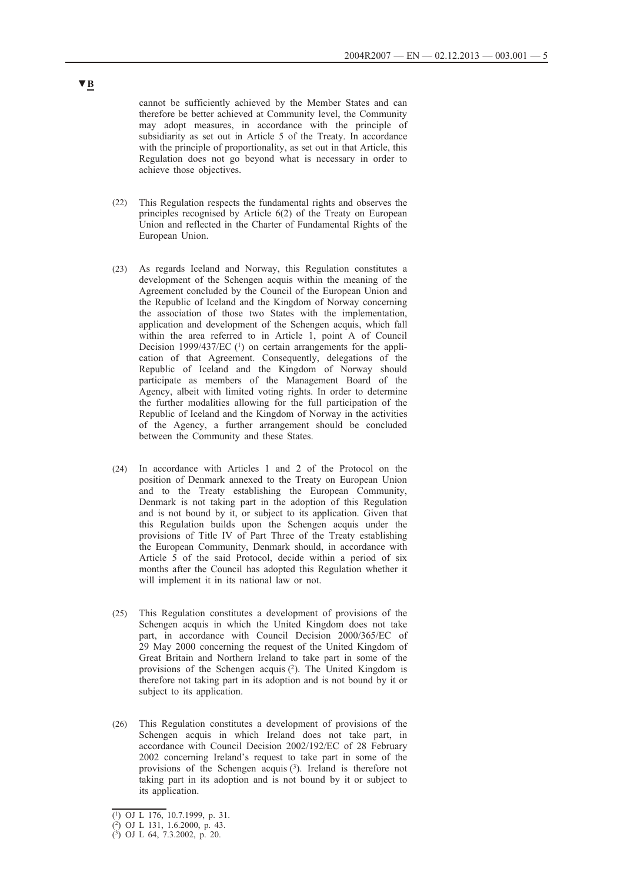▼B

cannot be sufficiently achieved by the Member States and can therefore be better achieved at Community level, the Community may adopt measures, in accordance with the principle of subsidiarity as set out in Article 5 of the Treaty. In accordance with the principle of proportionality, as set out in that Article, this Regulation does not go beyond what is necessary in order to achieve those objectives.

(22) This Regulation respects the fundamental rights and observes the principles recognised by Article 6(2) of the Treaty on European Union and reflected in the Charter of Fundamental Rights of the European Union.

(23) As regards Iceland and Norway, this Regulation constitutes a development of the Schengen acquis within the meaning of the Agreement concluded by the Council of the European Union and the Republic of Iceland and the Kingdom of Norway concerning the association of those two States with the implementation, application and development of the Schengen acquis, which fall within the area referred to in Article 1, point A of Council Decision 1999/437/EC [1] on certain arrangements for the application of that Agreement. Consequently, delegations of the Republic of Iceland and the Kingdom of Norway should participate as members of the Management Board of the Agency, albeit with limited voting rights. In order to determine the further modalities allowing for the full participation of the Republic of Iceland and the Kingdom of Norway in the activities of the Agency, a further arrangement should be concluded between the Community and these States.

(24) In accordance with Articles 1 and 2 of the Protocol on the position of Denmark annexed to the Treaty on European Union and to the Treaty establishing the European Community, Denmark is not taking part in the adoption of this Regulation and is not bound by it, or subject to its application. Given that this Regulation builds upon the Schengen acquis under the provisions of Title IV of Part Three of the Treaty establishing the European Community, Denmark should, in accordance with Article 5 of the said Protocol, decide within a period of six months after the Council has adopted this Regulation whether it will implement it in its national law or not.

(25) This Regulation constitutes a development of provisions of the Schengen acquis in which the United Kingdom does not take part, in accordance with Council Decision 2000/365/EC of 29 May 2000 concerning the request of the United Kingdom of Great Britain and Northern Ireland to take part in some of the provisions of the Schengen acquis [2]. The United Kingdom is therefore not taking part in its adoption and is not bound by it or subject to its application.

(26) This Regulation constitutes a development of provisions of the Schengen acquis in which Ireland does not take part, in accordance with Council Decision 2002/192/EC of 28 February 2002 concerning Ireland's request to take part in some of the provisions of the Schengen acquis [3]. Ireland is therefore not taking part in its adoption and is not bound by it or subject to its application.

---

(1) OJ L 176, 10.7.1999, p. 31.
(2) OJ L 131, 1.6.2000, p. 43.
(3) OJ L 64, 7.3.2002, p. 20.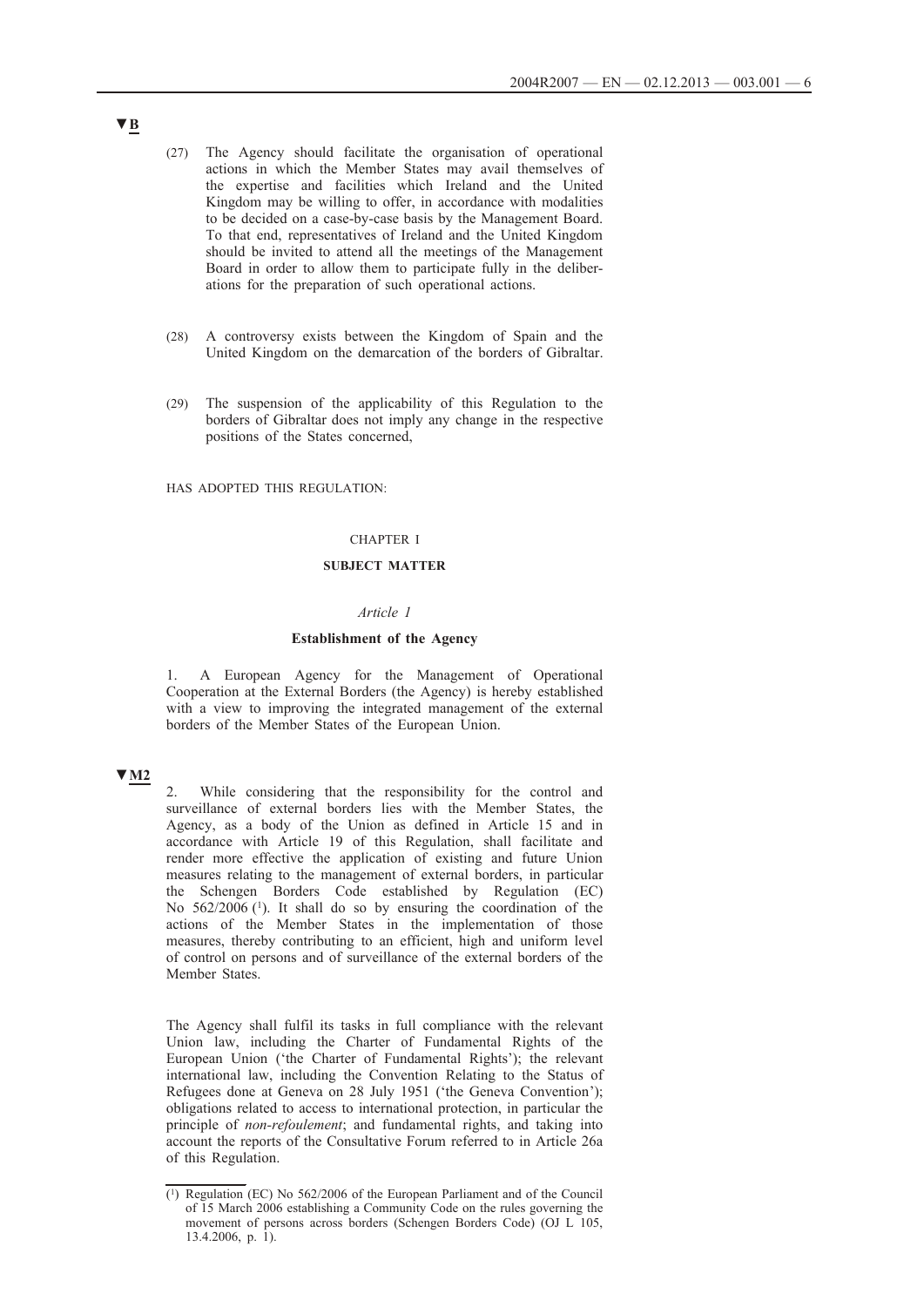▼B

(27) The Agency should facilitate the organisation of operational actions in which the Member States may avail themselves of the expertise and facilities which Ireland and the United Kingdom may be willing to offer, in accordance with modalities to be decided on a case-by-case basis by the Management Board. To that end, representatives of Ireland and the United Kingdom should be invited to attend all the meetings of the Management Board in order to allow them to participate fully in the deliberations for the preparation of such operational actions.

(28) A controversy exists between the Kingdom of Spain and the United Kingdom on the demarcation of the borders of Gibraltar.

(29) The suspension of the applicability of this Regulation to the borders of Gibraltar does not imply any change in the respective positions of the States concerned,

HAS ADOPTED THIS REGULATION:

CHAPTER I

**SUBJECT MATTER**

*Article 1*

**Establishment of the Agency**

1. A European Agency for the Management of Operational Cooperation at the External Borders (the Agency) is hereby established with a view to improving the integrated management of the external borders of the Member States of the European Union.

▼M2

2. While considering that the responsibility for the control and surveillance of external borders lies with the Member States, the Agency, as a body of the Union as defined in Article 15 and in accordance with Article 19 of this Regulation, shall facilitate and render more effective the application of existing and future Union measures relating to the management of external borders, in particular the Schengen Borders Code established by Regulation (EC) No 562/2006 [1]. It shall do so by ensuring the coordination of the actions of the Member States in the implementation of those measures, thereby contributing to an efficient, high and uniform level of control on persons and of surveillance of the external borders of the Member States.

The Agency shall fulfil its tasks in full compliance with the relevant Union law, including the Charter of Fundamental Rights of the European Union ('the Charter of Fundamental Rights'); the relevant international law, including the Convention Relating to the Status of Refugees done at Geneva on 28 July 1951 ('the Geneva Convention'); obligations related to access to international protection, in particular the principle of *non-refoulement*; and fundamental rights, and taking into account the reports of the Consultative Forum referred to in Article 26a of this Regulation.

---

[1] Regulation (EC) No 562/2006 of the European Parliament and of the Council of 15 March 2006 establishing a Community Code on the rules governing the movement of persons across borders (Schengen Borders Code) (OJ L 105, 13.4.2006, p. 1).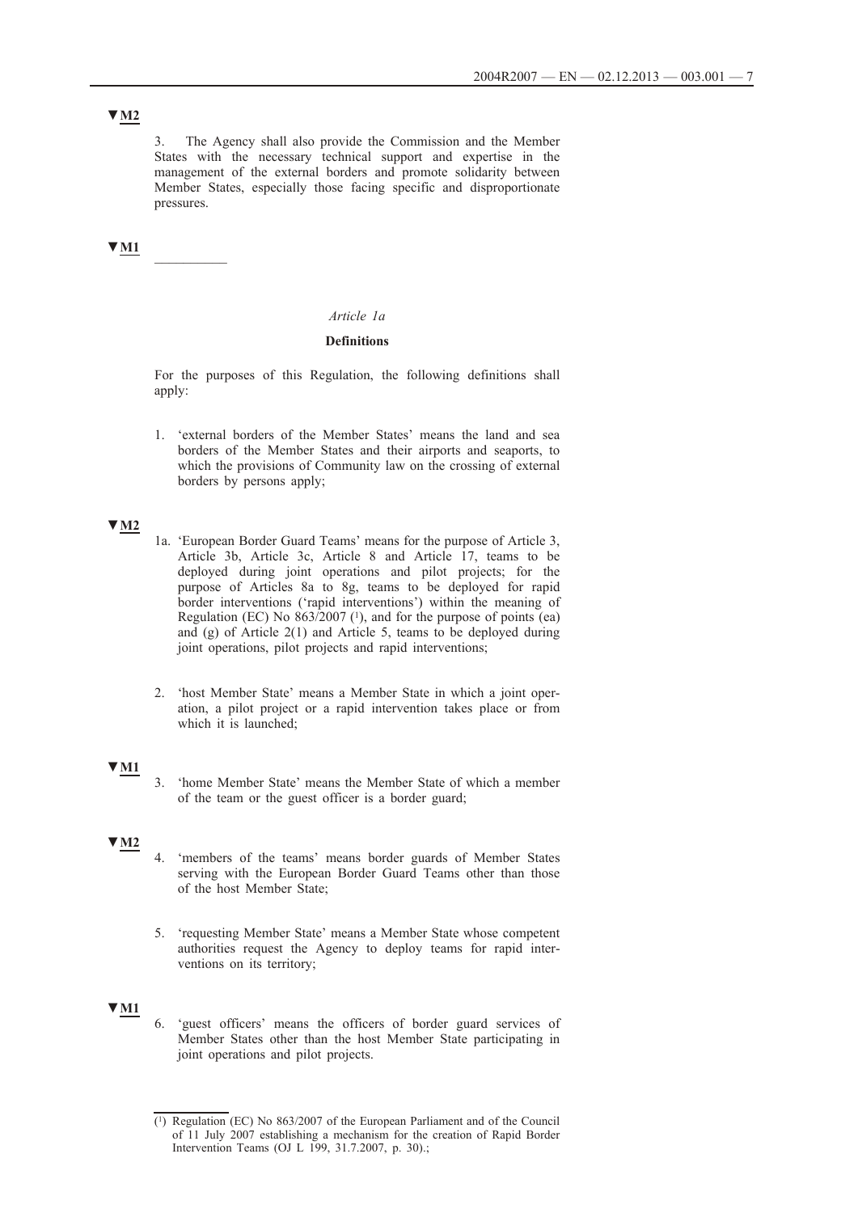▼M2

3. The Agency shall also provide the Commission and the Member States with the necessary technical support and expertise in the management of the external borders and promote solidarity between Member States, especially those facing specific and disproportionate pressures.

▼M1

---

*Article 1a*

**Definitions**

For the purposes of this Regulation, the following definitions shall apply:

1. 'external borders of the Member States' means the land and sea borders of the Member States and their airports and seaports, to which the provisions of Community law on the crossing of external borders by persons apply;

▼M2

1a. 'European Border Guard Teams' means for the purpose of Article 3, Article 3b, Article 3c, Article 8 and Article 17, teams to be deployed during joint operations and pilot projects; for the purpose of Articles 8a to 8g, teams to be deployed for rapid border interventions ('rapid interventions') within the meaning of Regulation (EC) No 863/2007 [1], and for the purpose of points (ea) and (g) of Article 2(1) and Article 5, teams to be deployed during joint operations, pilot projects and rapid interventions;

2. 'host Member State' means a Member State in which a joint operation, a pilot project or a rapid intervention takes place or from which it is launched;

▼M1

3. 'home Member State' means the Member State of which a member of the team or the guest officer is a border guard;

▼M2

4. 'members of the teams' means border guards of Member States serving with the European Border Guard Teams other than those of the host Member State;

5. 'requesting Member State' means a Member State whose competent authorities request the Agency to deploy teams for rapid interventions on its territory;

▼M1

6. 'guest officers' means the officers of border guard services of Member States other than the host Member State participating in joint operations and pilot projects.

---

[1] Regulation (EC) No 863/2007 of the European Parliament and of the Council of 11 July 2007 establishing a mechanism for the creation of Rapid Border Intervention Teams (OJ L 199, 31.7.2007, p. 30).;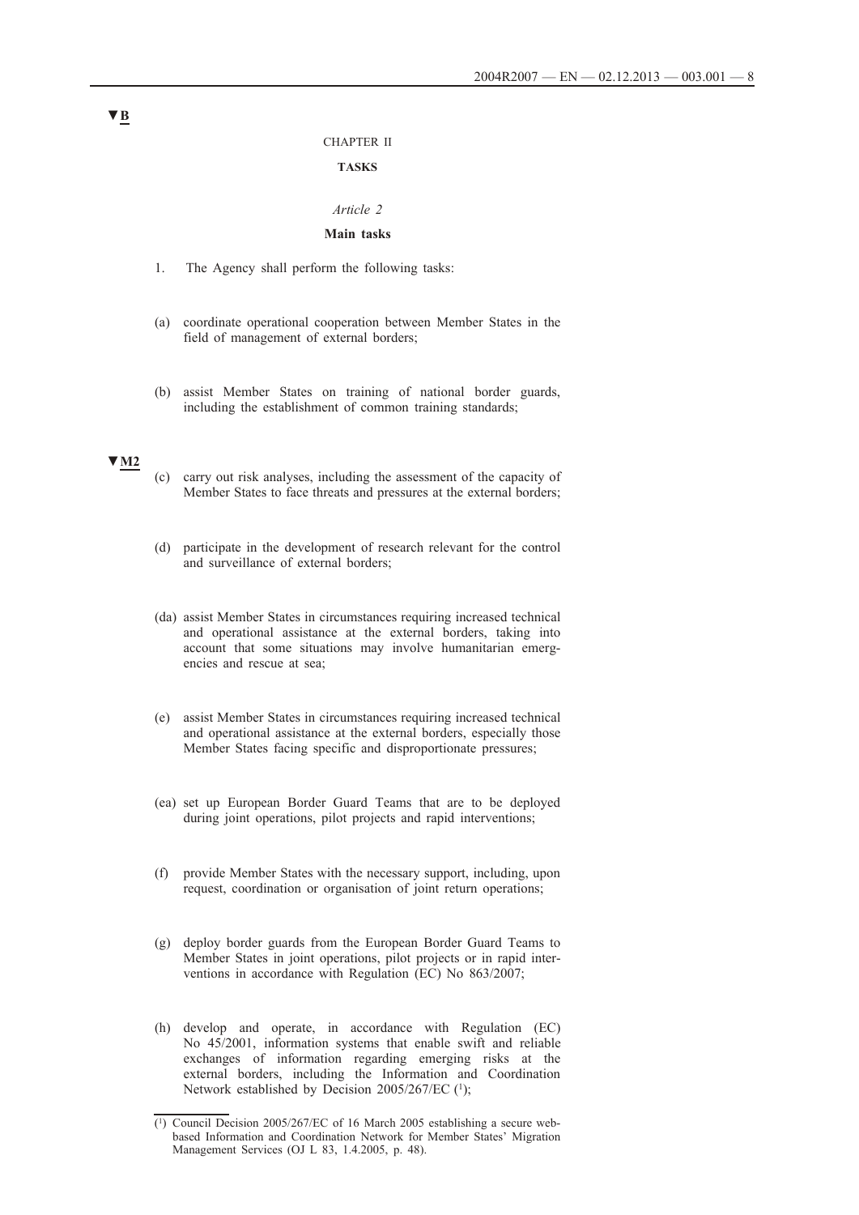▼B

CHAPTER II

**TASKS**

*Article 2*

**Main tasks**

1. The Agency shall perform the following tasks:

(a) coordinate operational cooperation between Member States in the field of management of external borders;

(b) assist Member States on training of national border guards, including the establishment of common training standards;

▼M2

(c) carry out risk analyses, including the assessment of the capacity of Member States to face threats and pressures at the external borders;

(d) participate in the development of research relevant for the control and surveillance of external borders;

(da) assist Member States in circumstances requiring increased technical and operational assistance at the external borders, taking into account that some situations may involve humanitarian emergencies and rescue at sea;

(e) assist Member States in circumstances requiring increased technical and operational assistance at the external borders, especially those Member States facing specific and disproportionate pressures;

(ea) set up European Border Guard Teams that are to be deployed during joint operations, pilot projects and rapid interventions;

(f) provide Member States with the necessary support, including, upon request, coordination or organisation of joint return operations;

(g) deploy border guards from the European Border Guard Teams to Member States in joint operations, pilot projects or in rapid interventions in accordance with Regulation (EC) No 863/2007;

(h) develop and operate, in accordance with Regulation (EC) No 45/2001, information systems that enable swift and reliable exchanges of information regarding emerging risks at the external borders, including the Information and Coordination Network established by Decision 2005/267/EC [1];

[1] Council Decision 2005/267/EC of 16 March 2005 establishing a secure web-based Information and Coordination Network for Member States' Migration Management Services (OJ L 83, 1.4.2005, p. 48).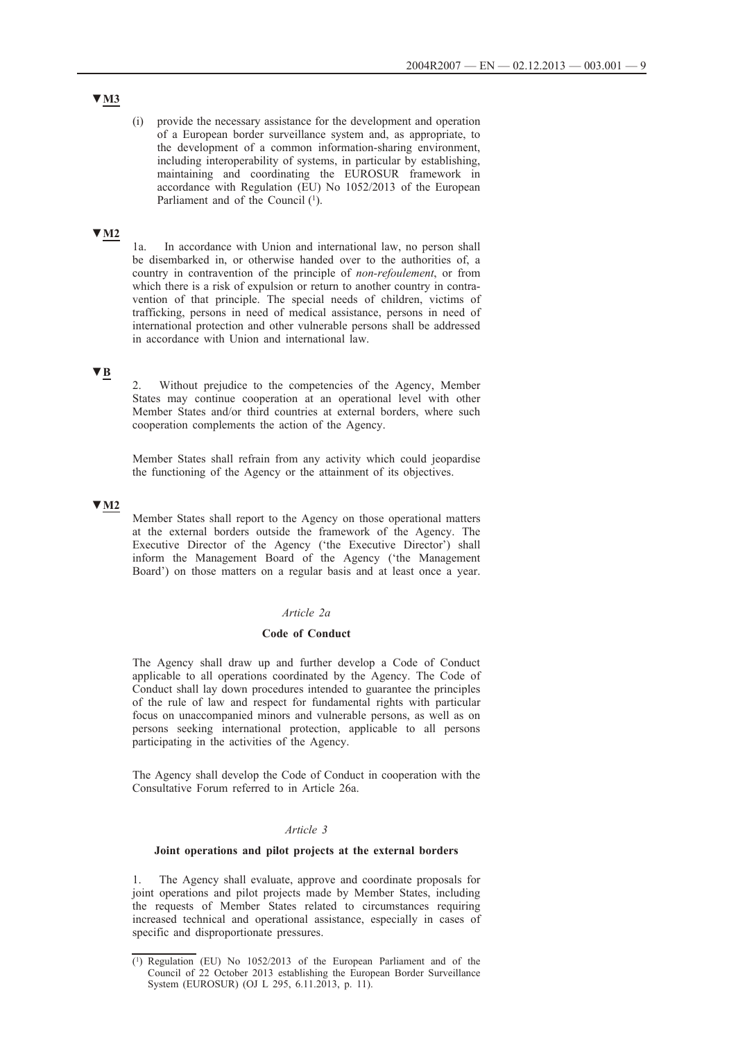▼**M3**

(i) provide the necessary assistance for the development and operation of a European border surveillance system and, as appropriate, to the development of a common information-sharing environment, including interoperability of systems, in particular by establishing, maintaining and coordinating the EUROSUR framework in accordance with Regulation (EU) No 1052/2013 of the European Parliament and of the Council [1].

▼**M2**

1a. In accordance with Union and international law, no person shall be disembarked in, or otherwise handed over to the authorities of, a country in contravention of the principle of *non-refoulement*, or from which there is a risk of expulsion or return to another country in contravention of that principle. The special needs of children, victims of trafficking, persons in need of medical assistance, persons in need of international protection and other vulnerable persons shall be addressed in accordance with Union and international law.

▼**B**

2. Without prejudice to the competencies of the Agency, Member States may continue cooperation at an operational level with other Member States and/or third countries at external borders, where such cooperation complements the action of the Agency.

Member States shall refrain from any activity which could jeopardise the functioning of the Agency or the attainment of its objectives.

▼**M2**

Member States shall report to the Agency on those operational matters at the external borders outside the framework of the Agency. The Executive Director of the Agency ('the Executive Director') shall inform the Management Board of the Agency ('the Management Board') on those matters on a regular basis and at least once a year.

*Article 2a*

**Code of Conduct**

The Agency shall draw up and further develop a Code of Conduct applicable to all operations coordinated by the Agency. The Code of Conduct shall lay down procedures intended to guarantee the principles of the rule of law and respect for fundamental rights with particular focus on unaccompanied minors and vulnerable persons, as well as on persons seeking international protection, applicable to all persons participating in the activities of the Agency.

The Agency shall develop the Code of Conduct in cooperation with the Consultative Forum referred to in Article 26a.

*Article 3*

**Joint operations and pilot projects at the external borders**

1. The Agency shall evaluate, approve and coordinate proposals for joint operations and pilot projects made by Member States, including the requests of Member States related to circumstances requiring increased technical and operational assistance, especially in cases of specific and disproportionate pressures.

---

[1] Regulation (EU) No 1052/2013 of the European Parliament and of the Council of 22 October 2013 establishing the European Border Surveillance System (EUROSUR) (OJ L 295, 6.11.2013, p. 11).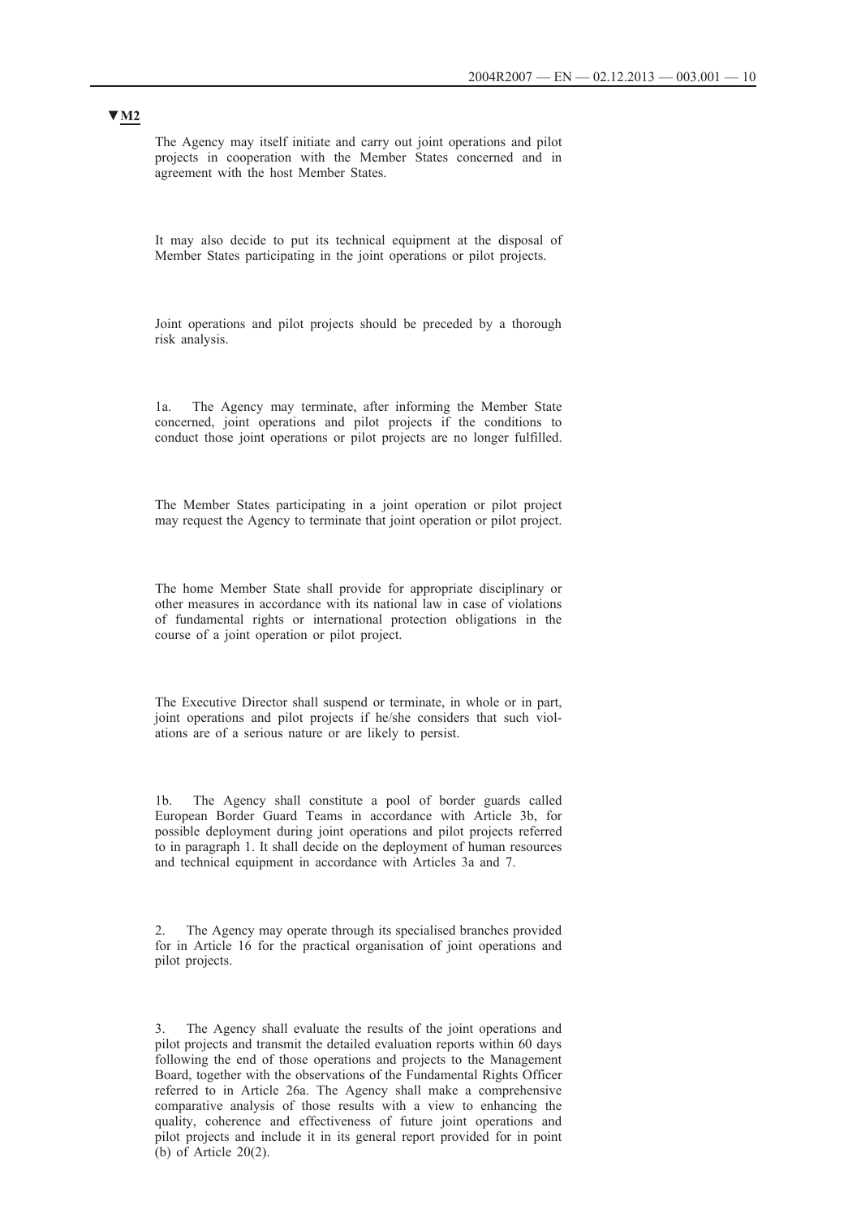**▼M2**

The Agency may itself initiate and carry out joint operations and pilot projects in cooperation with the Member States concerned and in agreement with the host Member States.

It may also decide to put its technical equipment at the disposal of Member States participating in the joint operations or pilot projects.

Joint operations and pilot projects should be preceded by a thorough risk analysis.

1a. The Agency may terminate, after informing the Member State concerned, joint operations and pilot projects if the conditions to conduct those joint operations or pilot projects are no longer fulfilled.

The Member States participating in a joint operation or pilot project may request the Agency to terminate that joint operation or pilot project.

The home Member State shall provide for appropriate disciplinary or other measures in accordance with its national law in case of violations of fundamental rights or international protection obligations in the course of a joint operation or pilot project.

The Executive Director shall suspend or terminate, in whole or in part, joint operations and pilot projects if he/she considers that such violations are of a serious nature or are likely to persist.

1b. The Agency shall constitute a pool of border guards called European Border Guard Teams in accordance with Article 3b, for possible deployment during joint operations and pilot projects referred to in paragraph 1. It shall decide on the deployment of human resources and technical equipment in accordance with Articles 3a and 7.

2. The Agency may operate through its specialised branches provided for in Article 16 for the practical organisation of joint operations and pilot projects.

3. The Agency shall evaluate the results of the joint operations and pilot projects and transmit the detailed evaluation reports within 60 days following the end of those operations and projects to the Management Board, together with the observations of the Fundamental Rights Officer referred to in Article 26a. The Agency shall make a comprehensive comparative analysis of those results with a view to enhancing the quality, coherence and effectiveness of future joint operations and pilot projects and include it in its general report provided for in point (b) of Article 20(2).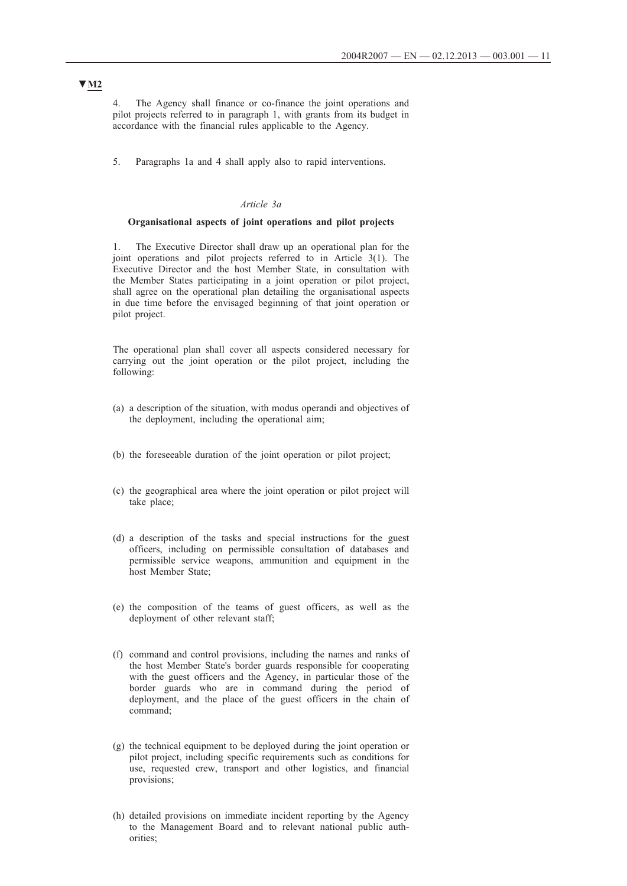▼M2

4. The Agency shall finance or co-finance the joint operations and pilot projects referred to in paragraph 1, with grants from its budget in accordance with the financial rules applicable to the Agency.

5. Paragraphs 1a and 4 shall apply also to rapid interventions.

*Article 3a*

**Organisational aspects of joint operations and pilot projects**

1. The Executive Director shall draw up an operational plan for the joint operations and pilot projects referred to in Article 3(1). The Executive Director and the host Member State, in consultation with the Member States participating in a joint operation or pilot project, shall agree on the operational plan detailing the organisational aspects in due time before the envisaged beginning of that joint operation or pilot project.

The operational plan shall cover all aspects considered necessary for carrying out the joint operation or the pilot project, including the following:

(a) a description of the situation, with modus operandi and objectives of the deployment, including the operational aim;

(b) the foreseeable duration of the joint operation or pilot project;

(c) the geographical area where the joint operation or pilot project will take place;

(d) a description of the tasks and special instructions for the guest officers, including on permissible consultation of databases and permissible service weapons, ammunition and equipment in the host Member State;

(e) the composition of the teams of guest officers, as well as the deployment of other relevant staff;

(f) command and control provisions, including the names and ranks of the host Member State's border guards responsible for cooperating with the guest officers and the Agency, in particular those of the border guards who are in command during the period of deployment, and the place of the guest officers in the chain of command;

(g) the technical equipment to be deployed during the joint operation or pilot project, including specific requirements such as conditions for use, requested crew, transport and other logistics, and financial provisions;

(h) detailed provisions on immediate incident reporting by the Agency to the Management Board and to relevant national public authorities;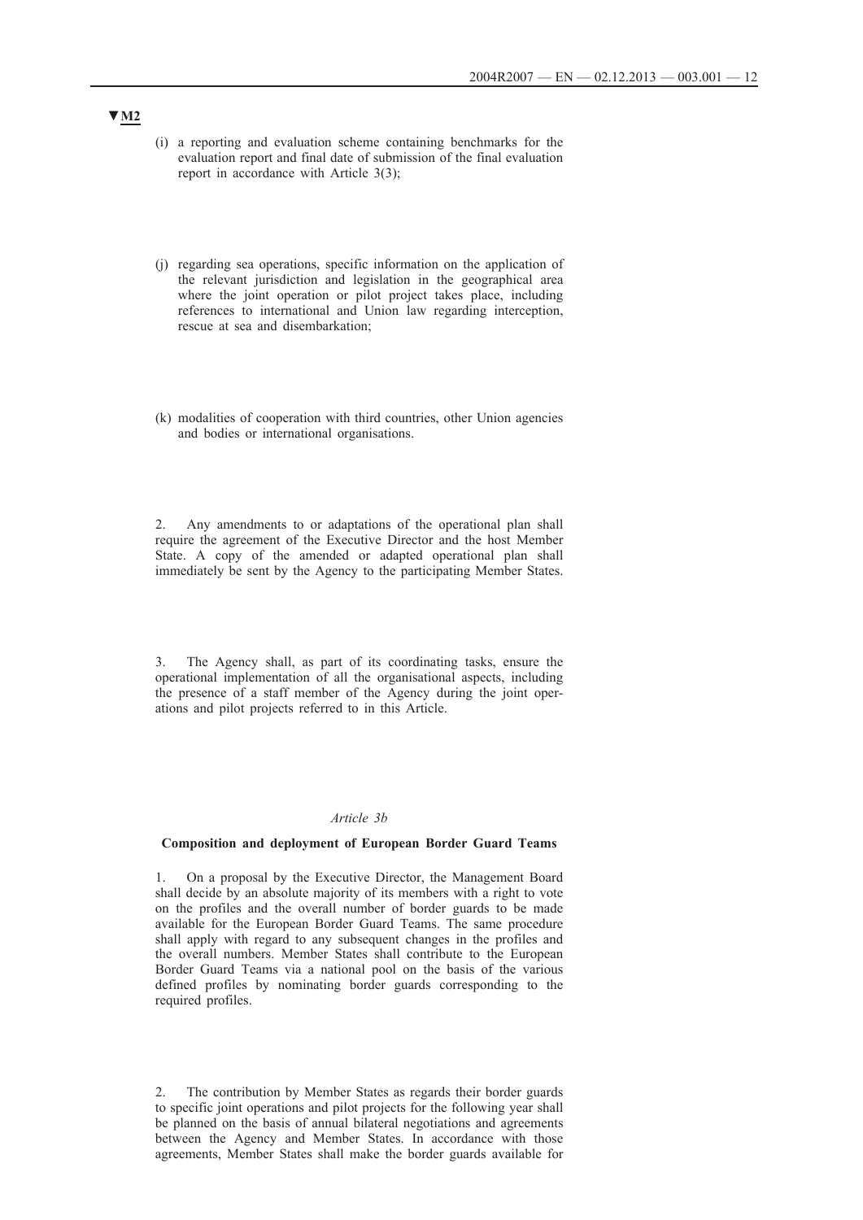▼M2

(i) a reporting and evaluation scheme containing benchmarks for the evaluation report and final date of submission of the final evaluation report in accordance with Article 3(3);

(j) regarding sea operations, specific information on the application of the relevant jurisdiction and legislation in the geographical area where the joint operation or pilot project takes place, including references to international and Union law regarding interception, rescue at sea and disembarkation;

(k) modalities of cooperation with third countries, other Union agencies and bodies or international organisations.

2. Any amendments to or adaptations of the operational plan shall require the agreement of the Executive Director and the host Member State. A copy of the amended or adapted operational plan shall immediately be sent by the Agency to the participating Member States.

3. The Agency shall, as part of its coordinating tasks, ensure the operational implementation of all the organisational aspects, including the presence of a staff member of the Agency during the joint operations and pilot projects referred to in this Article.

*Article 3b*

**Composition and deployment of European Border Guard Teams**

1. On a proposal by the Executive Director, the Management Board shall decide by an absolute majority of its members with a right to vote on the profiles and the overall number of border guards to be made available for the European Border Guard Teams. The same procedure shall apply with regard to any subsequent changes in the profiles and the overall numbers. Member States shall contribute to the European Border Guard Teams via a national pool on the basis of the various defined profiles by nominating border guards corresponding to the required profiles.

2. The contribution by Member States as regards their border guards to specific joint operations and pilot projects for the following year shall be planned on the basis of annual bilateral negotiations and agreements between the Agency and Member States. In accordance with those agreements, Member States shall make the border guards available for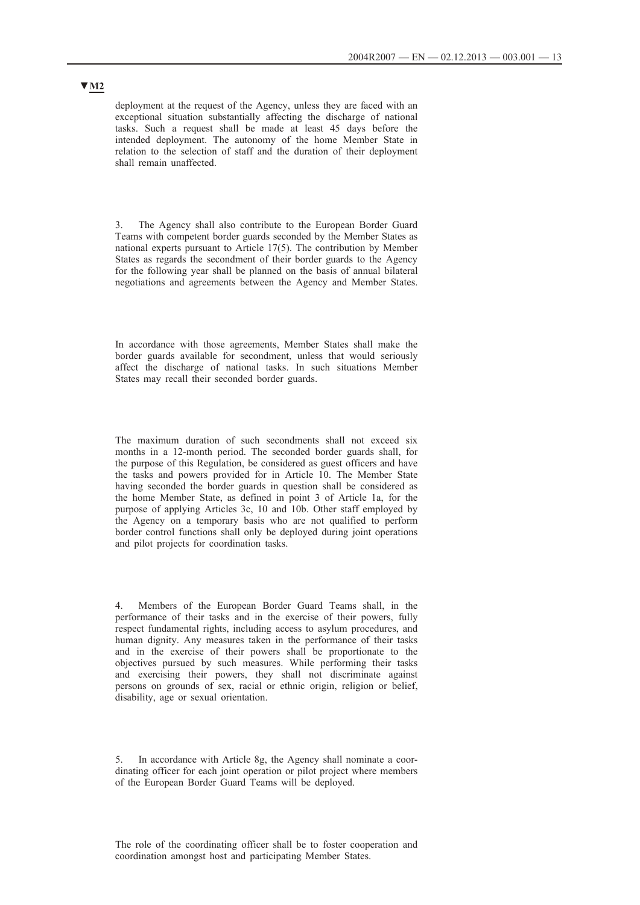**▼M2**

deployment at the request of the Agency, unless they are faced with an exceptional situation substantially affecting the discharge of national tasks. Such a request shall be made at least 45 days before the intended deployment. The autonomy of the home Member State in relation to the selection of staff and the duration of their deployment shall remain unaffected.

3. The Agency shall also contribute to the European Border Guard Teams with competent border guards seconded by the Member States as national experts pursuant to Article 17(5). The contribution by Member States as regards the secondment of their border guards to the Agency for the following year shall be planned on the basis of annual bilateral negotiations and agreements between the Agency and Member States.

In accordance with those agreements, Member States shall make the border guards available for secondment, unless that would seriously affect the discharge of national tasks. In such situations Member States may recall their seconded border guards.

The maximum duration of such secondments shall not exceed six months in a 12-month period. The seconded border guards shall, for the purpose of this Regulation, be considered as guest officers and have the tasks and powers provided for in Article 10. The Member State having seconded the border guards in question shall be considered as the home Member State, as defined in point 3 of Article 1a, for the purpose of applying Articles 3c, 10 and 10b. Other staff employed by the Agency on a temporary basis who are not qualified to perform border control functions shall only be deployed during joint operations and pilot projects for coordination tasks.

4. Members of the European Border Guard Teams shall, in the performance of their tasks and in the exercise of their powers, fully respect fundamental rights, including access to asylum procedures, and human dignity. Any measures taken in the performance of their tasks and in the exercise of their powers shall be proportionate to the objectives pursued by such measures. While performing their tasks and exercising their powers, they shall not discriminate against persons on grounds of sex, racial or ethnic origin, religion or belief, disability, age or sexual orientation.

5. In accordance with Article 8g, the Agency shall nominate a coordinating officer for each joint operation or pilot project where members of the European Border Guard Teams will be deployed.

The role of the coordinating officer shall be to foster cooperation and coordination amongst host and participating Member States.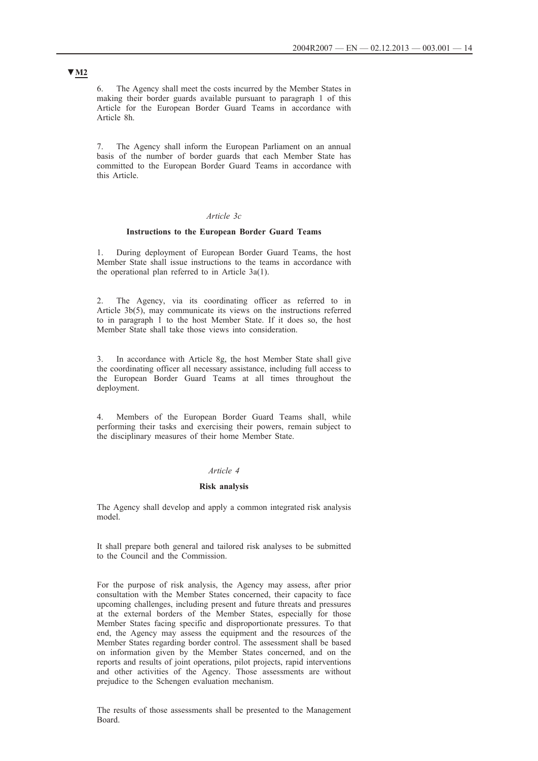**▼M2**

6. The Agency shall meet the costs incurred by the Member States in making their border guards available pursuant to paragraph 1 of this Article for the European Border Guard Teams in accordance with Article 8h.

7. The Agency shall inform the European Parliament on an annual basis of the number of border guards that each Member State has committed to the European Border Guard Teams in accordance with this Article.

*Article 3c*

**Instructions to the European Border Guard Teams**

1. During deployment of European Border Guard Teams, the host Member State shall issue instructions to the teams in accordance with the operational plan referred to in Article 3a(1).

2. The Agency, via its coordinating officer as referred to in Article 3b(5), may communicate its views on the instructions referred to in paragraph 1 to the host Member State. If it does so, the host Member State shall take those views into consideration.

3. In accordance with Article 8g, the host Member State shall give the coordinating officer all necessary assistance, including full access to the European Border Guard Teams at all times throughout the deployment.

4. Members of the European Border Guard Teams shall, while performing their tasks and exercising their powers, remain subject to the disciplinary measures of their home Member State.

*Article 4*

**Risk analysis**

The Agency shall develop and apply a common integrated risk analysis model.

It shall prepare both general and tailored risk analyses to be submitted to the Council and the Commission.

For the purpose of risk analysis, the Agency may assess, after prior consultation with the Member States concerned, their capacity to face upcoming challenges, including present and future threats and pressures at the external borders of the Member States, especially for those Member States facing specific and disproportionate pressures. To that end, the Agency may assess the equipment and the resources of the Member States regarding border control. The assessment shall be based on information given by the Member States concerned, and on the reports and results of joint operations, pilot projects, rapid interventions and other activities of the Agency. Those assessments are without prejudice to the Schengen evaluation mechanism.

The results of those assessments shall be presented to the Management Board.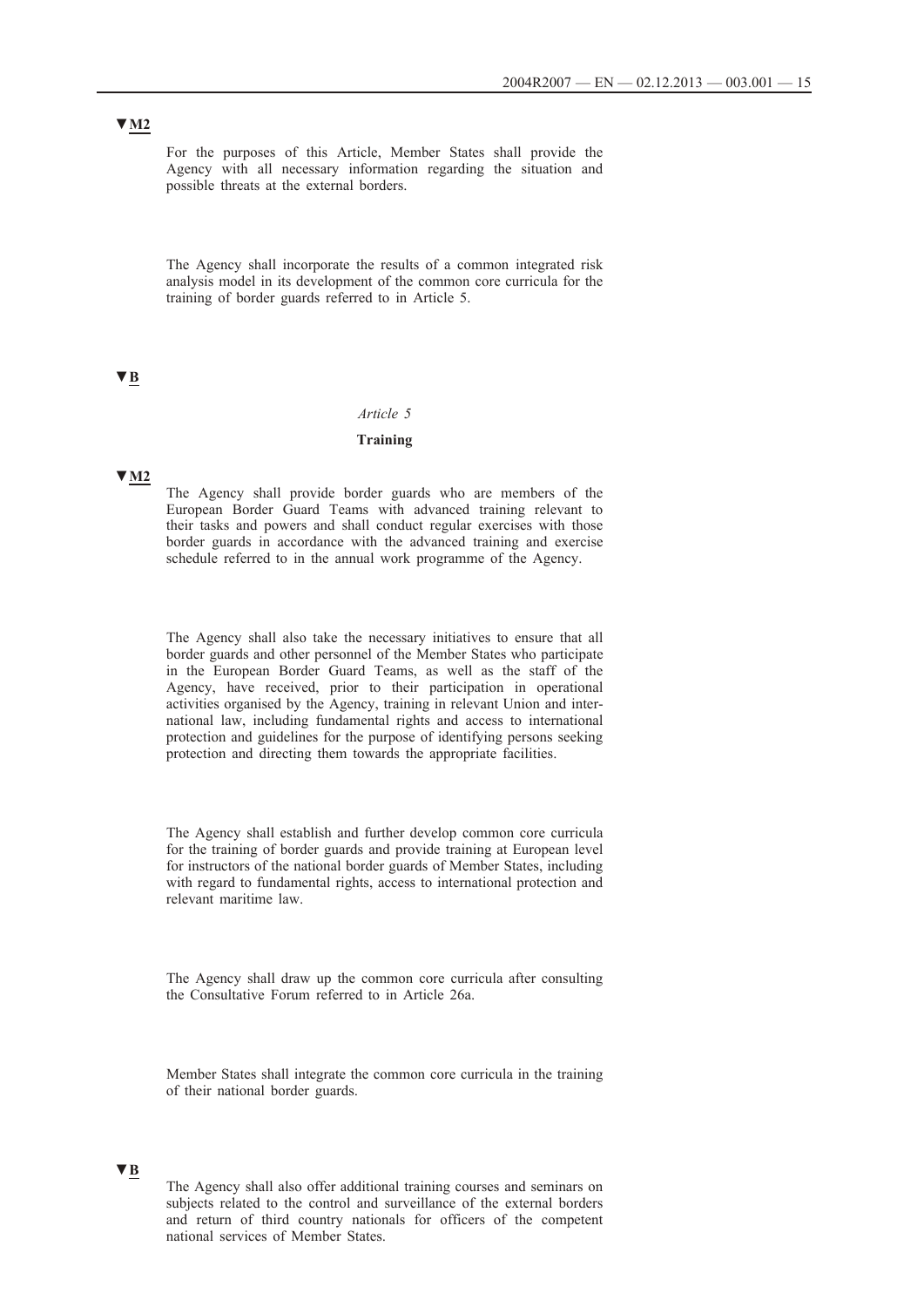▼M2

For the purposes of this Article, Member States shall provide the Agency with all necessary information regarding the situation and possible threats at the external borders.

The Agency shall incorporate the results of a common integrated risk analysis model in its development of the common core curricula for the training of border guards referred to in Article 5.

▼B

*Article 5*

**Training**

▼M2

The Agency shall provide border guards who are members of the European Border Guard Teams with advanced training relevant to their tasks and powers and shall conduct regular exercises with those border guards in accordance with the advanced training and exercise schedule referred to in the annual work programme of the Agency.

The Agency shall also take the necessary initiatives to ensure that all border guards and other personnel of the Member States who participate in the European Border Guard Teams, as well as the staff of the Agency, have received, prior to their participation in operational activities organised by the Agency, training in relevant Union and international law, including fundamental rights and access to international protection and guidelines for the purpose of identifying persons seeking protection and directing them towards the appropriate facilities.

The Agency shall establish and further develop common core curricula for the training of border guards and provide training at European level for instructors of the national border guards of Member States, including with regard to fundamental rights, access to international protection and relevant maritime law.

The Agency shall draw up the common core curricula after consulting the Consultative Forum referred to in Article 26a.

Member States shall integrate the common core curricula in the training of their national border guards.

▼B

The Agency shall also offer additional training courses and seminars on subjects related to the control and surveillance of the external borders and return of third country nationals for officers of the competent national services of Member States.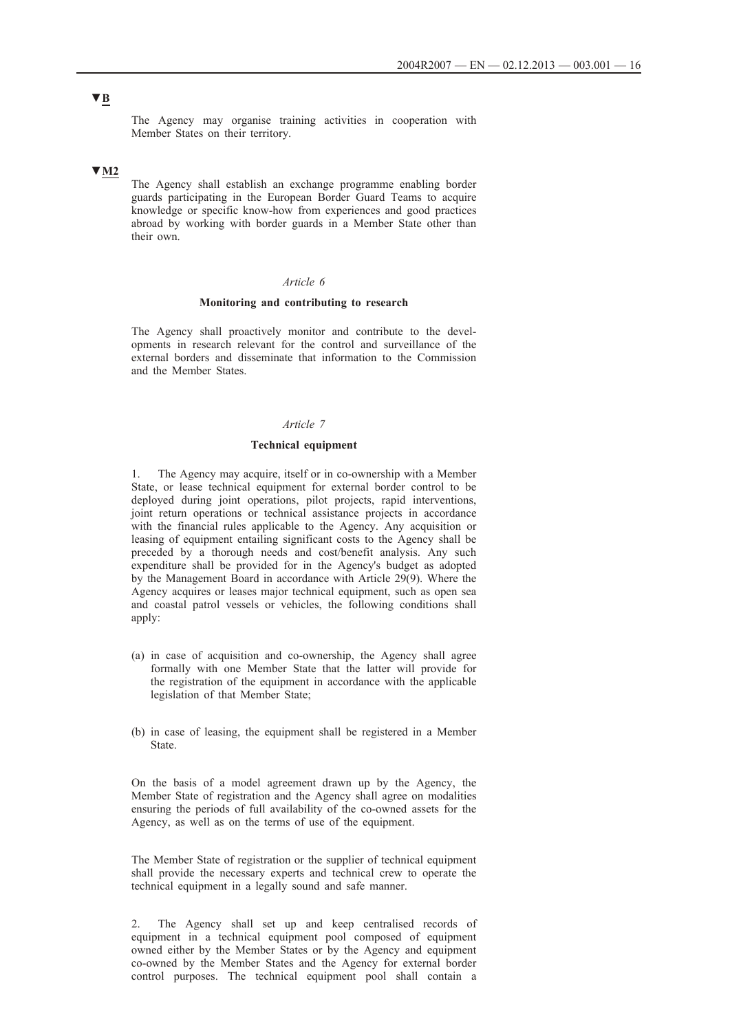▼B

The Agency may organise training activities in cooperation with Member States on their territory.

▼M2

The Agency shall establish an exchange programme enabling border guards participating in the European Border Guard Teams to acquire knowledge or specific know-how from experiences and good practices abroad by working with border guards in a Member State other than their own.

*Article 6*

**Monitoring and contributing to research**

The Agency shall proactively monitor and contribute to the developments in research relevant for the control and surveillance of the external borders and disseminate that information to the Commission and the Member States.

*Article 7*

**Technical equipment**

1. The Agency may acquire, itself or in co-ownership with a Member State, or lease technical equipment for external border control to be deployed during joint operations, pilot projects, rapid interventions, joint return operations or technical assistance projects in accordance with the financial rules applicable to the Agency. Any acquisition or leasing of equipment entailing significant costs to the Agency shall be preceded by a thorough needs and cost/benefit analysis. Any such expenditure shall be provided for in the Agency's budget as adopted by the Management Board in accordance with Article 29(9). Where the Agency acquires or leases major technical equipment, such as open sea and coastal patrol vessels or vehicles, the following conditions shall apply:

(a) in case of acquisition and co-ownership, the Agency shall agree formally with one Member State that the latter will provide for the registration of the equipment in accordance with the applicable legislation of that Member State;

(b) in case of leasing, the equipment shall be registered in a Member State.

On the basis of a model agreement drawn up by the Agency, the Member State of registration and the Agency shall agree on modalities ensuring the periods of full availability of the co-owned assets for the Agency, as well as on the terms of use of the equipment.

The Member State of registration or the supplier of technical equipment shall provide the necessary experts and technical crew to operate the technical equipment in a legally sound and safe manner.

2. The Agency shall set up and keep centralised records of equipment in a technical equipment pool composed of equipment owned either by the Member States or by the Agency and equipment co-owned by the Member States and the Agency for external border control purposes. The technical equipment pool shall contain a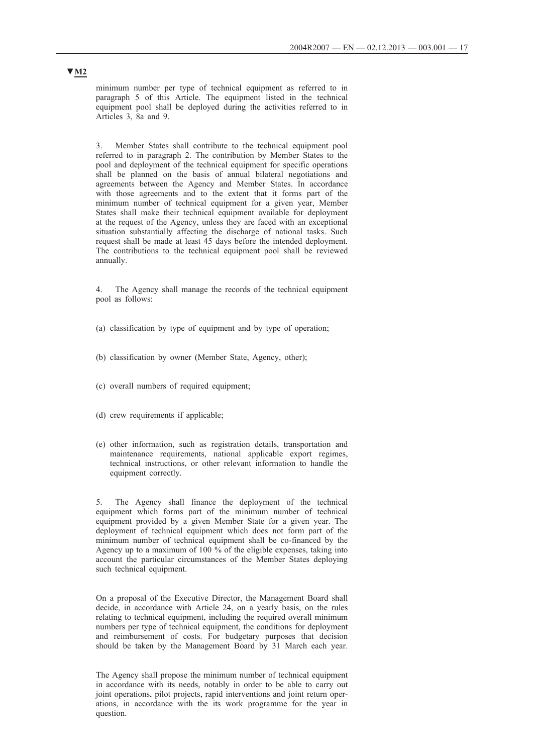▼M2

minimum number per type of technical equipment as referred to in paragraph 5 of this Article. The equipment listed in the technical equipment pool shall be deployed during the activities referred to in Articles 3, 8a and 9.

3. Member States shall contribute to the technical equipment pool referred to in paragraph 2. The contribution by Member States to the pool and deployment of the technical equipment for specific operations shall be planned on the basis of annual bilateral negotiations and agreements between the Agency and Member States. In accordance with those agreements and to the extent that it forms part of the minimum number of technical equipment for a given year, Member States shall make their technical equipment available for deployment at the request of the Agency, unless they are faced with an exceptional situation substantially affecting the discharge of national tasks. Such request shall be made at least 45 days before the intended deployment. The contributions to the technical equipment pool shall be reviewed annually.

4. The Agency shall manage the records of the technical equipment pool as follows:

(a) classification by type of equipment and by type of operation;

(b) classification by owner (Member State, Agency, other);

(c) overall numbers of required equipment;

(d) crew requirements if applicable;

(e) other information, such as registration details, transportation and maintenance requirements, national applicable export regimes, technical instructions, or other relevant information to handle the equipment correctly.

5. The Agency shall finance the deployment of the technical equipment which forms part of the minimum number of technical equipment provided by a given Member State for a given year. The deployment of technical equipment which does not form part of the minimum number of technical equipment shall be co-financed by the Agency up to a maximum of 100 % of the eligible expenses, taking into account the particular circumstances of the Member States deploying such technical equipment.

On a proposal of the Executive Director, the Management Board shall decide, in accordance with Article 24, on a yearly basis, on the rules relating to technical equipment, including the required overall minimum numbers per type of technical equipment, the conditions for deployment and reimbursement of costs. For budgetary purposes that decision should be taken by the Management Board by 31 March each year.

The Agency shall propose the minimum number of technical equipment in accordance with its needs, notably in order to be able to carry out joint operations, pilot projects, rapid interventions and joint return operations, in accordance with the its work programme for the year in question.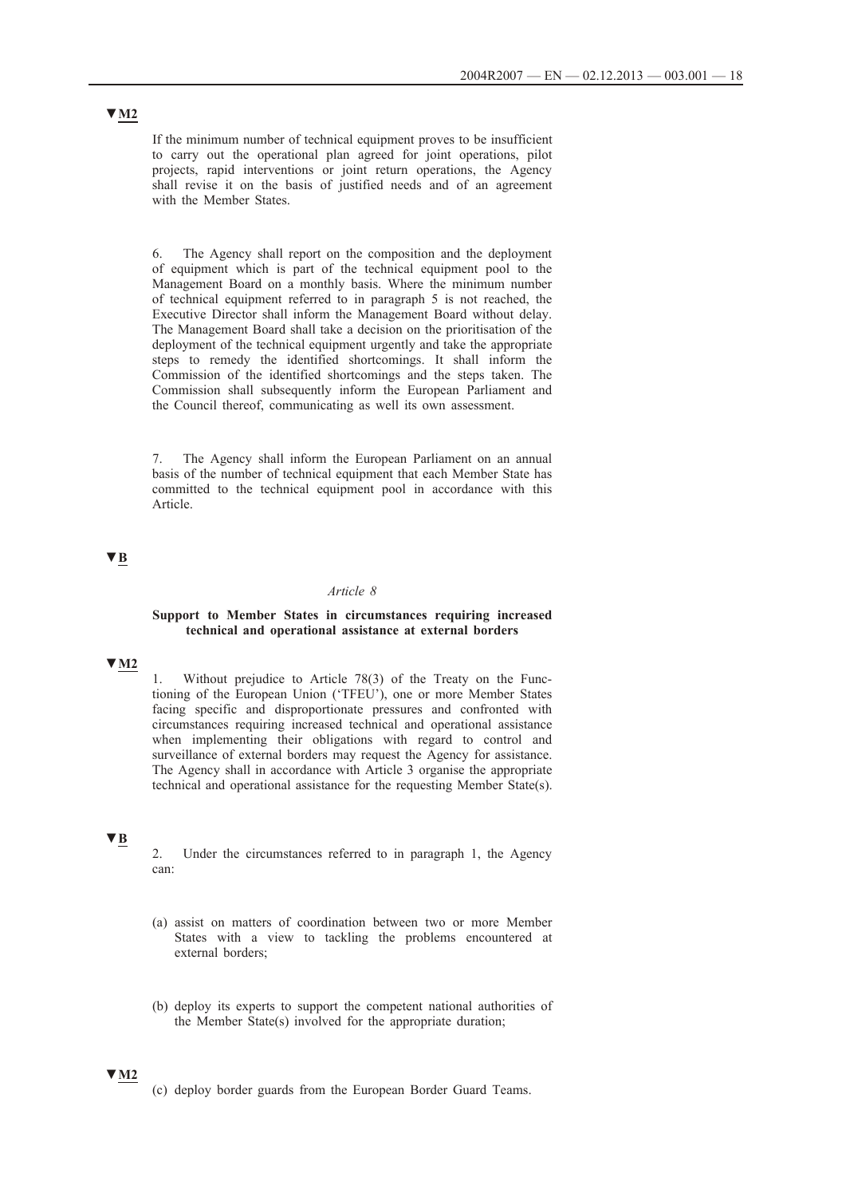▼M2

If the minimum number of technical equipment proves to be insufficient to carry out the operational plan agreed for joint operations, pilot projects, rapid interventions or joint return operations, the Agency shall revise it on the basis of justified needs and of an agreement with the Member States.

6. The Agency shall report on the composition and the deployment of equipment which is part of the technical equipment pool to the Management Board on a monthly basis. Where the minimum number of technical equipment referred to in paragraph 5 is not reached, the Executive Director shall inform the Management Board without delay. The Management Board shall take a decision on the prioritisation of the deployment of the technical equipment urgently and take the appropriate steps to remedy the identified shortcomings. It shall inform the Commission of the identified shortcomings and the steps taken. The Commission shall subsequently inform the European Parliament and the Council thereof, communicating as well its own assessment.

7. The Agency shall inform the European Parliament on an annual basis of the number of technical equipment that each Member State has committed to the technical equipment pool in accordance with this Article.

▼B

*Article 8*

**Support to Member States in circumstances requiring increased technical and operational assistance at external borders**

▼M2

1. Without prejudice to Article 78(3) of the Treaty on the Functioning of the European Union ('TFEU'), one or more Member States facing specific and disproportionate pressures and confronted with circumstances requiring increased technical and operational assistance when implementing their obligations with regard to control and surveillance of external borders may request the Agency for assistance. The Agency shall in accordance with Article 3 organise the appropriate technical and operational assistance for the requesting Member State(s).

▼B

2. Under the circumstances referred to in paragraph 1, the Agency can:

(a) assist on matters of coordination between two or more Member States with a view to tackling the problems encountered at external borders;

(b) deploy its experts to support the competent national authorities of the Member State(s) involved for the appropriate duration;

▼M2

(c) deploy border guards from the European Border Guard Teams.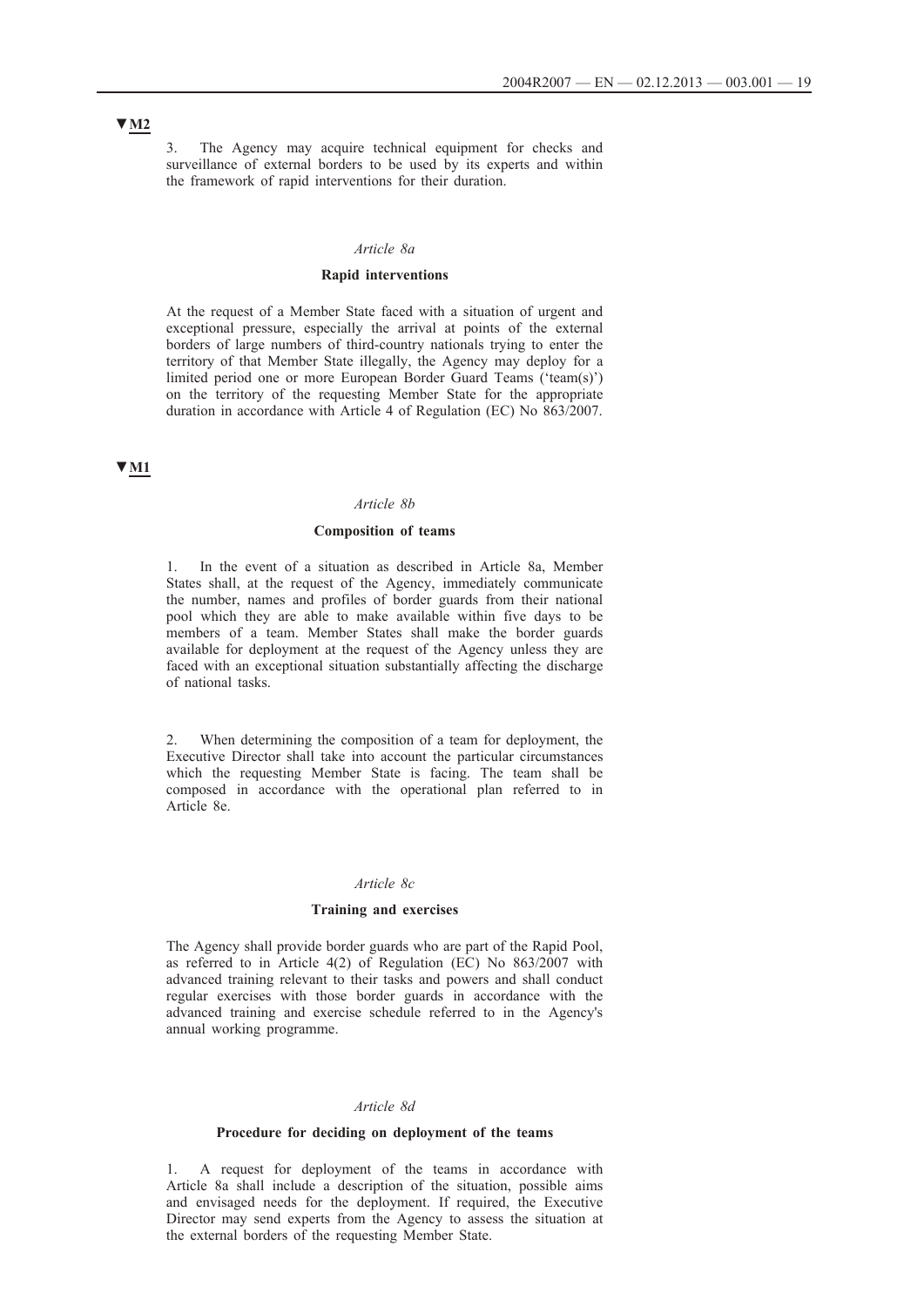▼M2

3. The Agency may acquire technical equipment for checks and surveillance of external borders to be used by its experts and within the framework of rapid interventions for their duration.

*Article 8a*

**Rapid interventions**

At the request of a Member State faced with a situation of urgent and exceptional pressure, especially the arrival at points of the external borders of large numbers of third-country nationals trying to enter the territory of that Member State illegally, the Agency may deploy for a limited period one or more European Border Guard Teams ('team(s)') on the territory of the requesting Member State for the appropriate duration in accordance with Article 4 of Regulation (EC) No 863/2007.

▼M1

*Article 8b*

**Composition of teams**

1. In the event of a situation as described in Article 8a, Member States shall, at the request of the Agency, immediately communicate the number, names and profiles of border guards from their national pool which they are able to make available within five days to be members of a team. Member States shall make the border guards available for deployment at the request of the Agency unless they are faced with an exceptional situation substantially affecting the discharge of national tasks.

2. When determining the composition of a team for deployment, the Executive Director shall take into account the particular circumstances which the requesting Member State is facing. The team shall be composed in accordance with the operational plan referred to in Article 8e.

*Article 8c*

**Training and exercises**

The Agency shall provide border guards who are part of the Rapid Pool, as referred to in Article 4(2) of Regulation (EC) No 863/2007 with advanced training relevant to their tasks and powers and shall conduct regular exercises with those border guards in accordance with the advanced training and exercise schedule referred to in the Agency's annual working programme.

*Article 8d*

**Procedure for deciding on deployment of the teams**

1. A request for deployment of the teams in accordance with Article 8a shall include a description of the situation, possible aims and envisaged needs for the deployment. If required, the Executive Director may send experts from the Agency to assess the situation at the external borders of the requesting Member State.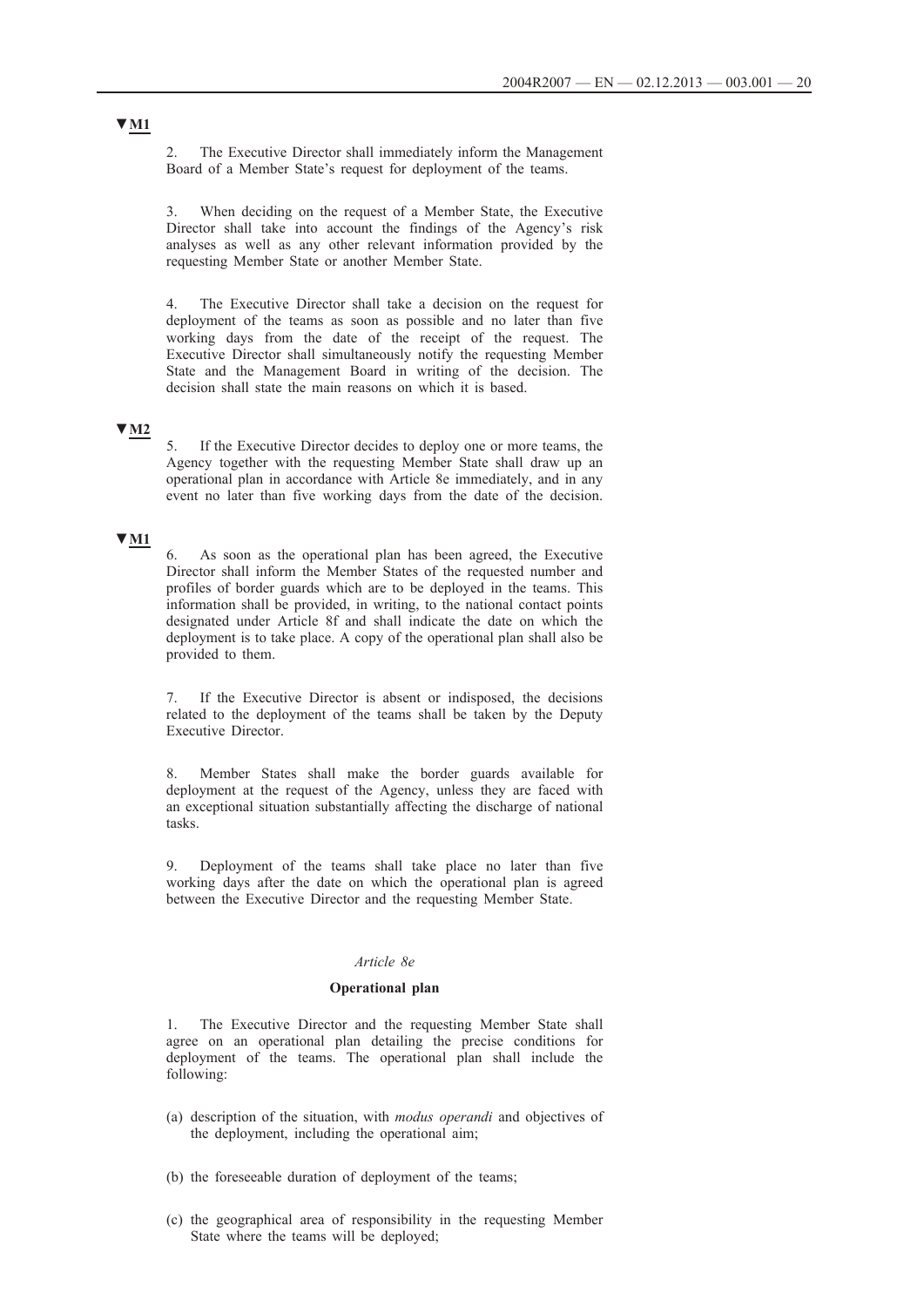▼M1

2. The Executive Director shall immediately inform the Management Board of a Member State's request for deployment of the teams.

3. When deciding on the request of a Member State, the Executive Director shall take into account the findings of the Agency's risk analyses as well as any other relevant information provided by the requesting Member State or another Member State.

4. The Executive Director shall take a decision on the request for deployment of the teams as soon as possible and no later than five working days from the date of the receipt of the request. The Executive Director shall simultaneously notify the requesting Member State and the Management Board in writing of the decision. The decision shall state the main reasons on which it is based.

▼M2

5. If the Executive Director decides to deploy one or more teams, the Agency together with the requesting Member State shall draw up an operational plan in accordance with Article 8e immediately, and in any event no later than five working days from the date of the decision.

▼M1

6. As soon as the operational plan has been agreed, the Executive Director shall inform the Member States of the requested number and profiles of border guards which are to be deployed in the teams. This information shall be provided, in writing, to the national contact points designated under Article 8f and shall indicate the date on which the deployment is to take place. A copy of the operational plan shall also be provided to them.

7. If the Executive Director is absent or indisposed, the decisions related to the deployment of the teams shall be taken by the Deputy Executive Director.

8. Member States shall make the border guards available for deployment at the request of the Agency, unless they are faced with an exceptional situation substantially affecting the discharge of national tasks.

9. Deployment of the teams shall take place no later than five working days after the date on which the operational plan is agreed between the Executive Director and the requesting Member State.

*Article 8e*

**Operational plan**

1. The Executive Director and the requesting Member State shall agree on an operational plan detailing the precise conditions for deployment of the teams. The operational plan shall include the following:

(a) description of the situation, with *modus operandi* and objectives of the deployment, including the operational aim;

(b) the foreseeable duration of deployment of the teams;

(c) the geographical area of responsibility in the requesting Member State where the teams will be deployed;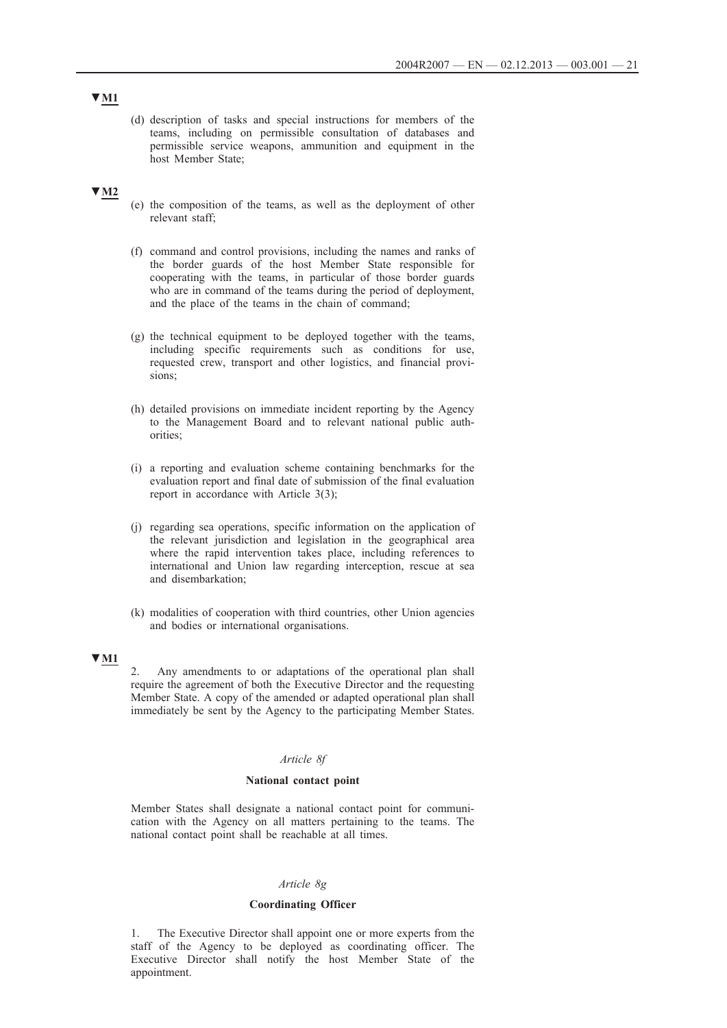▼M1

(d) description of tasks and special instructions for members of the teams, including on permissible consultation of databases and permissible service weapons, ammunition and equipment in the host Member State;

▼M2

(e) the composition of the teams, as well as the deployment of other relevant staff;

(f) command and control provisions, including the names and ranks of the border guards of the host Member State responsible for cooperating with the teams, in particular of those border guards who are in command of the teams during the period of deployment, and the place of the teams in the chain of command;

(g) the technical equipment to be deployed together with the teams, including specific requirements such as conditions for use, requested crew, transport and other logistics, and financial provisions;

(h) detailed provisions on immediate incident reporting by the Agency to the Management Board and to relevant national public authorities;

(i) a reporting and evaluation scheme containing benchmarks for the evaluation report and final date of submission of the final evaluation report in accordance with Article 3(3);

(j) regarding sea operations, specific information on the application of the relevant jurisdiction and legislation in the geographical area where the rapid intervention takes place, including references to international and Union law regarding interception, rescue at sea and disembarkation;

(k) modalities of cooperation with third countries, other Union agencies and bodies or international organisations.

▼M1

2. Any amendments to or adaptations of the operational plan shall require the agreement of both the Executive Director and the requesting Member State. A copy of the amended or adapted operational plan shall immediately be sent by the Agency to the participating Member States.

*Article 8f*

**National contact point**

Member States shall designate a national contact point for communication with the Agency on all matters pertaining to the teams. The national contact point shall be reachable at all times.

*Article 8g*

**Coordinating Officer**

1. The Executive Director shall appoint one or more experts from the staff of the Agency to be deployed as coordinating officer. The Executive Director shall notify the host Member State of the appointment.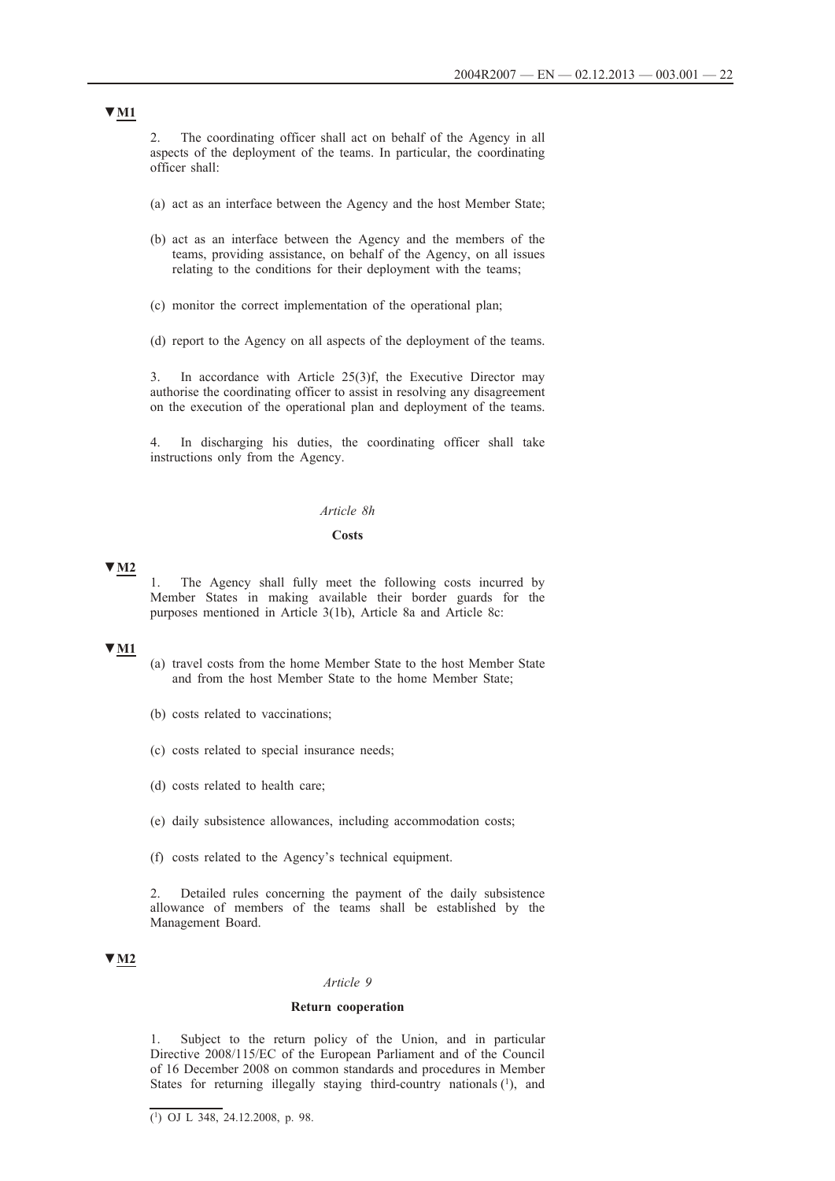▼M1

2. The coordinating officer shall act on behalf of the Agency in all aspects of the deployment of the teams. In particular, the coordinating officer shall:

(a) act as an interface between the Agency and the host Member State;

(b) act as an interface between the Agency and the members of the teams, providing assistance, on behalf of the Agency, on all issues relating to the conditions for their deployment with the teams;

(c) monitor the correct implementation of the operational plan;

(d) report to the Agency on all aspects of the deployment of the teams.

3. In accordance with Article 25(3)f, the Executive Director may authorise the coordinating officer to assist in resolving any disagreement on the execution of the operational plan and deployment of the teams.

4. In discharging his duties, the coordinating officer shall take instructions only from the Agency.

*Article 8h*

**Costs**

▼M2

1. The Agency shall fully meet the following costs incurred by Member States in making available their border guards for the purposes mentioned in Article 3(1b), Article 8a and Article 8c:

▼M1

(a) travel costs from the home Member State to the host Member State and from the host Member State to the home Member State;

(b) costs related to vaccinations;

(c) costs related to special insurance needs;

(d) costs related to health care;

(e) daily subsistence allowances, including accommodation costs;

(f) costs related to the Agency's technical equipment.

2. Detailed rules concerning the payment of the daily subsistence allowance of members of the teams shall be established by the Management Board.

▼M2

*Article 9*

**Return cooperation**

1. Subject to the return policy of the Union, and in particular Directive 2008/115/EC of the European Parliament and of the Council of 16 December 2008 on common standards and procedures in Member States for returning illegally staying third-country nationals [1], and

---

[1] OJ L 348, 24.12.2008, p. 98.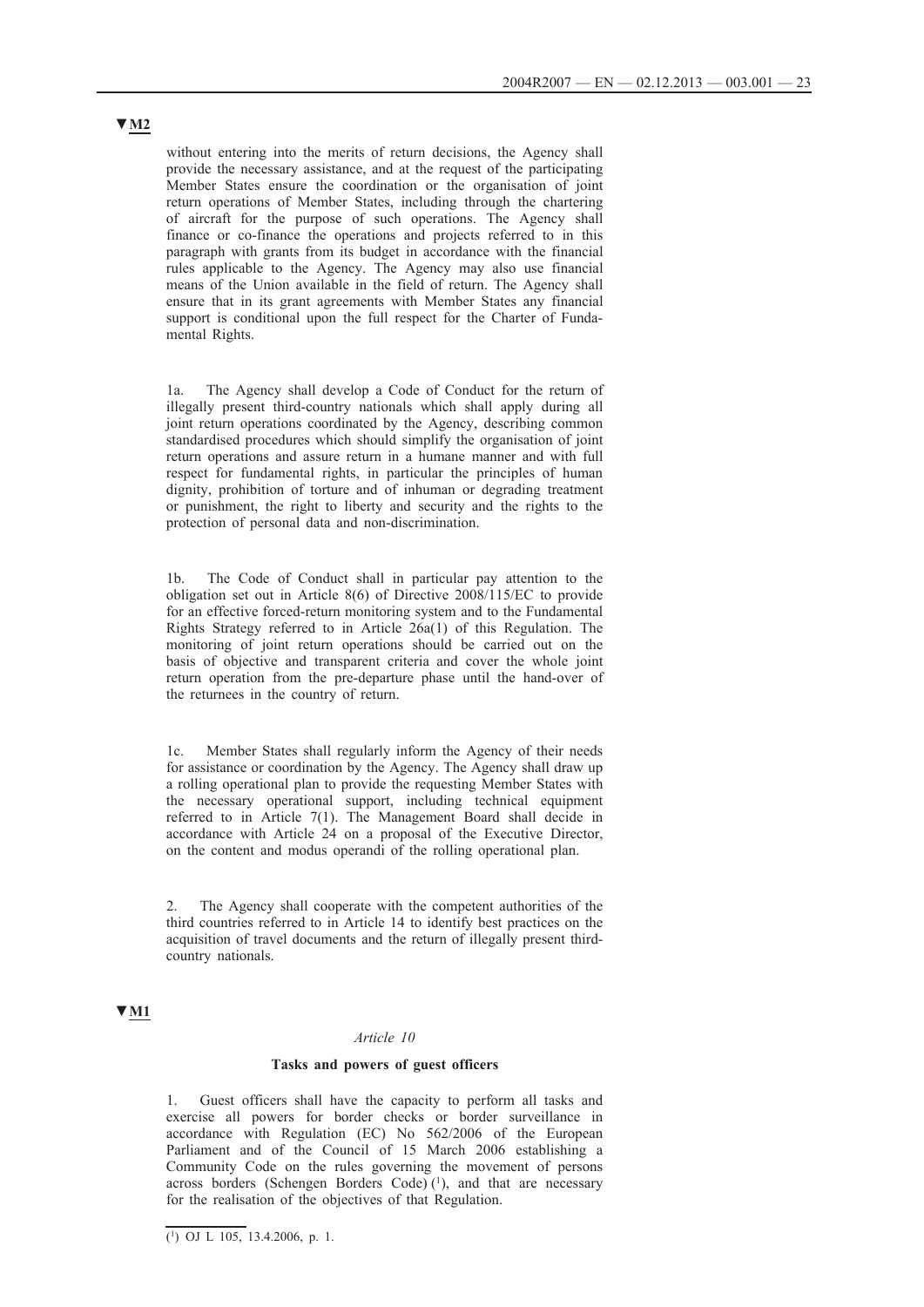▼M2

without entering into the merits of return decisions, the Agency shall provide the necessary assistance, and at the request of the participating Member States ensure the coordination or the organisation of joint return operations of Member States, including through the chartering of aircraft for the purpose of such operations. The Agency shall finance or co-finance the operations and projects referred to in this paragraph with grants from its budget in accordance with the financial rules applicable to the Agency. The Agency may also use financial means of the Union available in the field of return. The Agency shall ensure that in its grant agreements with Member States any financial support is conditional upon the full respect for the Charter of Fundamental Rights.

1a. The Agency shall develop a Code of Conduct for the return of illegally present third-country nationals which shall apply during all joint return operations coordinated by the Agency, describing common standardised procedures which should simplify the organisation of joint return operations and assure return in a humane manner and with full respect for fundamental rights, in particular the principles of human dignity, prohibition of torture and of inhuman or degrading treatment or punishment, the right to liberty and security and the rights to the protection of personal data and non-discrimination.

1b. The Code of Conduct shall in particular pay attention to the obligation set out in Article 8(6) of Directive 2008/115/EC to provide for an effective forced-return monitoring system and to the Fundamental Rights Strategy referred to in Article 26a(1) of this Regulation. The monitoring of joint return operations should be carried out on the basis of objective and transparent criteria and cover the whole joint return operation from the pre-departure phase until the hand-over of the returnees in the country of return.

1c. Member States shall regularly inform the Agency of their needs for assistance or coordination by the Agency. The Agency shall draw up a rolling operational plan to provide the requesting Member States with the necessary operational support, including technical equipment referred to in Article 7(1). The Management Board shall decide in accordance with Article 24 on a proposal of the Executive Director, on the content and modus operandi of the rolling operational plan.

2. The Agency shall cooperate with the competent authorities of the third countries referred to in Article 14 to identify best practices on the acquisition of travel documents and the return of illegally present third-country nationals.

▼M1

*Article 10*

**Tasks and powers of guest officers**

1. Guest officers shall have the capacity to perform all tasks and exercise all powers for border checks or border surveillance in accordance with Regulation (EC) No 562/2006 of the European Parliament and of the Council of 15 March 2006 establishing a Community Code on the rules governing the movement of persons across borders (Schengen Borders Code) [1], and that are necessary for the realisation of the objectives of that Regulation.

---

[1] OJ L 105, 13.4.2006, p. 1.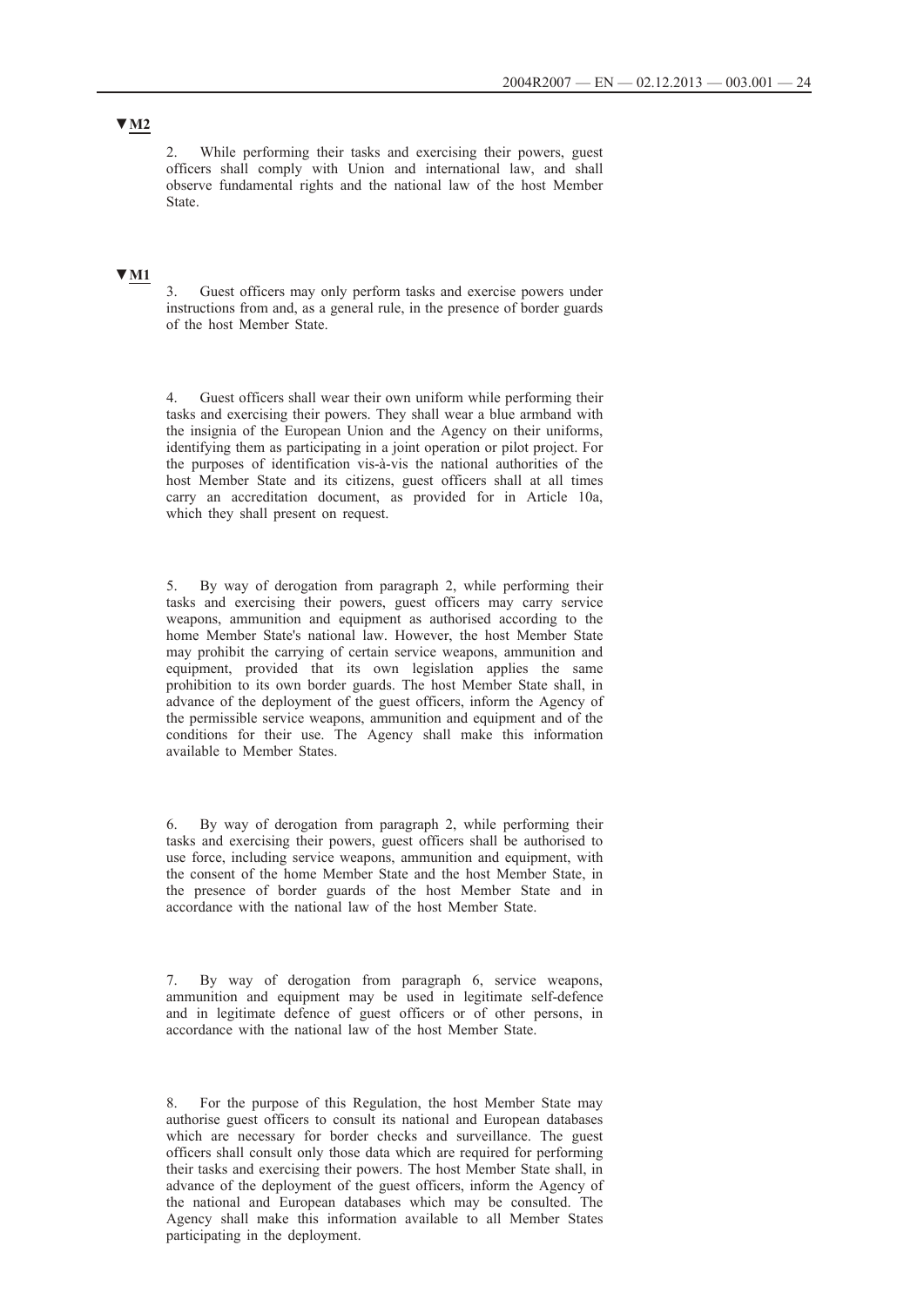▼M2

2. While performing their tasks and exercising their powers, guest officers shall comply with Union and international law, and shall observe fundamental rights and the national law of the host Member State.

▼M1

3. Guest officers may only perform tasks and exercise powers under instructions from and, as a general rule, in the presence of border guards of the host Member State.

4. Guest officers shall wear their own uniform while performing their tasks and exercising their powers. They shall wear a blue armband with the insignia of the European Union and the Agency on their uniforms, identifying them as participating in a joint operation or pilot project. For the purposes of identification vis-à-vis the national authorities of the host Member State and its citizens, guest officers shall at all times carry an accreditation document, as provided for in Article 10a, which they shall present on request.

5. By way of derogation from paragraph 2, while performing their tasks and exercising their powers, guest officers may carry service weapons, ammunition and equipment as authorised according to the home Member State's national law. However, the host Member State may prohibit the carrying of certain service weapons, ammunition and equipment, provided that its own legislation applies the same prohibition to its own border guards. The host Member State shall, in advance of the deployment of the guest officers, inform the Agency of the permissible service weapons, ammunition and equipment and of the conditions for their use. The Agency shall make this information available to Member States.

6. By way of derogation from paragraph 2, while performing their tasks and exercising their powers, guest officers shall be authorised to use force, including service weapons, ammunition and equipment, with the consent of the home Member State and the host Member State, in the presence of border guards of the host Member State and in accordance with the national law of the host Member State.

7. By way of derogation from paragraph 6, service weapons, ammunition and equipment may be used in legitimate self-defence and in legitimate defence of guest officers or of other persons, in accordance with the national law of the host Member State.

8. For the purpose of this Regulation, the host Member State may authorise guest officers to consult its national and European databases which are necessary for border checks and surveillance. The guest officers shall consult only those data which are required for performing their tasks and exercising their powers. The host Member State shall, in advance of the deployment of the guest officers, inform the Agency of the national and European databases which may be consulted. The Agency shall make this information available to all Member States participating in the deployment.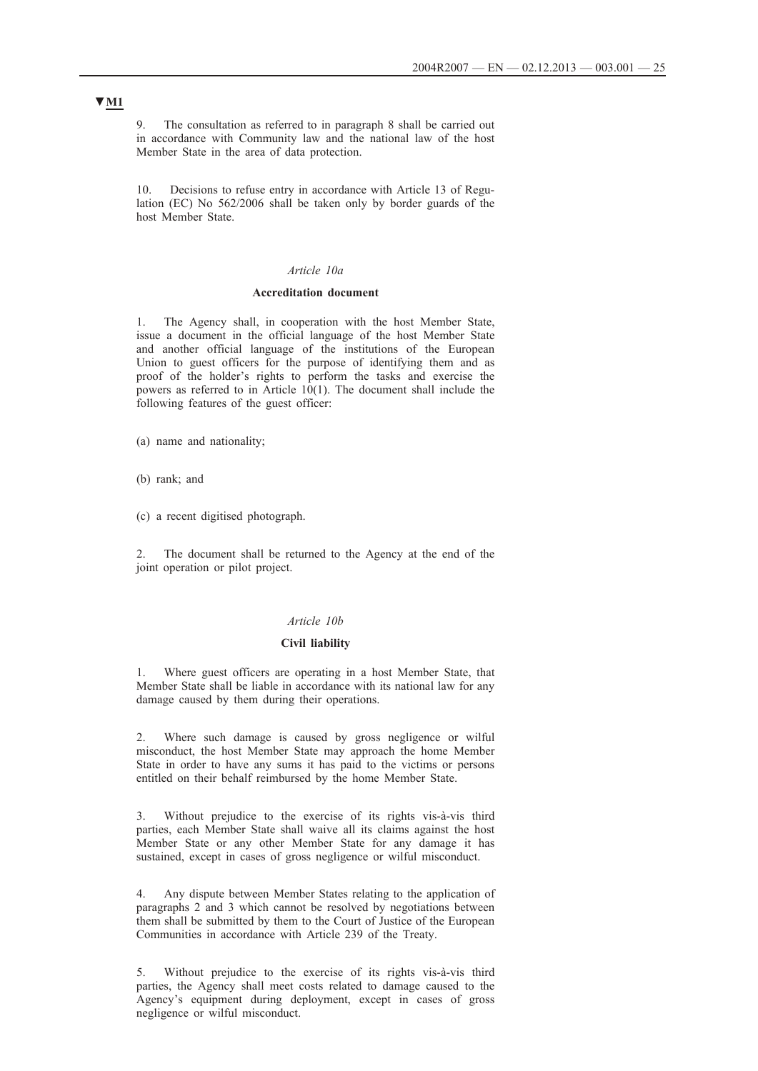▼M1

9. The consultation as referred to in paragraph 8 shall be carried out in accordance with Community law and the national law of the host Member State in the area of data protection.

10. Decisions to refuse entry in accordance with Article 13 of Regulation (EC) No 562/2006 shall be taken only by border guards of the host Member State.

*Article 10a*

**Accreditation document**

1. The Agency shall, in cooperation with the host Member State, issue a document in the official language of the host Member State and another official language of the institutions of the European Union to guest officers for the purpose of identifying them and as proof of the holder's rights to perform the tasks and exercise the powers as referred to in Article 10(1). The document shall include the following features of the guest officer:

(a) name and nationality;

(b) rank; and

(c) a recent digitised photograph.

2. The document shall be returned to the Agency at the end of the joint operation or pilot project.

*Article 10b*

**Civil liability**

1. Where guest officers are operating in a host Member State, that Member State shall be liable in accordance with its national law for any damage caused by them during their operations.

2. Where such damage is caused by gross negligence or wilful misconduct, the host Member State may approach the home Member State in order to have any sums it has paid to the victims or persons entitled on their behalf reimbursed by the home Member State.

3. Without prejudice to the exercise of its rights vis-à-vis third parties, each Member State shall waive all its claims against the host Member State or any other Member State for any damage it has sustained, except in cases of gross negligence or wilful misconduct.

4. Any dispute between Member States relating to the application of paragraphs 2 and 3 which cannot be resolved by negotiations between them shall be submitted by them to the Court of Justice of the European Communities in accordance with Article 239 of the Treaty.

5. Without prejudice to the exercise of its rights vis-à-vis third parties, the Agency shall meet costs related to damage caused to the Agency's equipment during deployment, except in cases of gross negligence or wilful misconduct.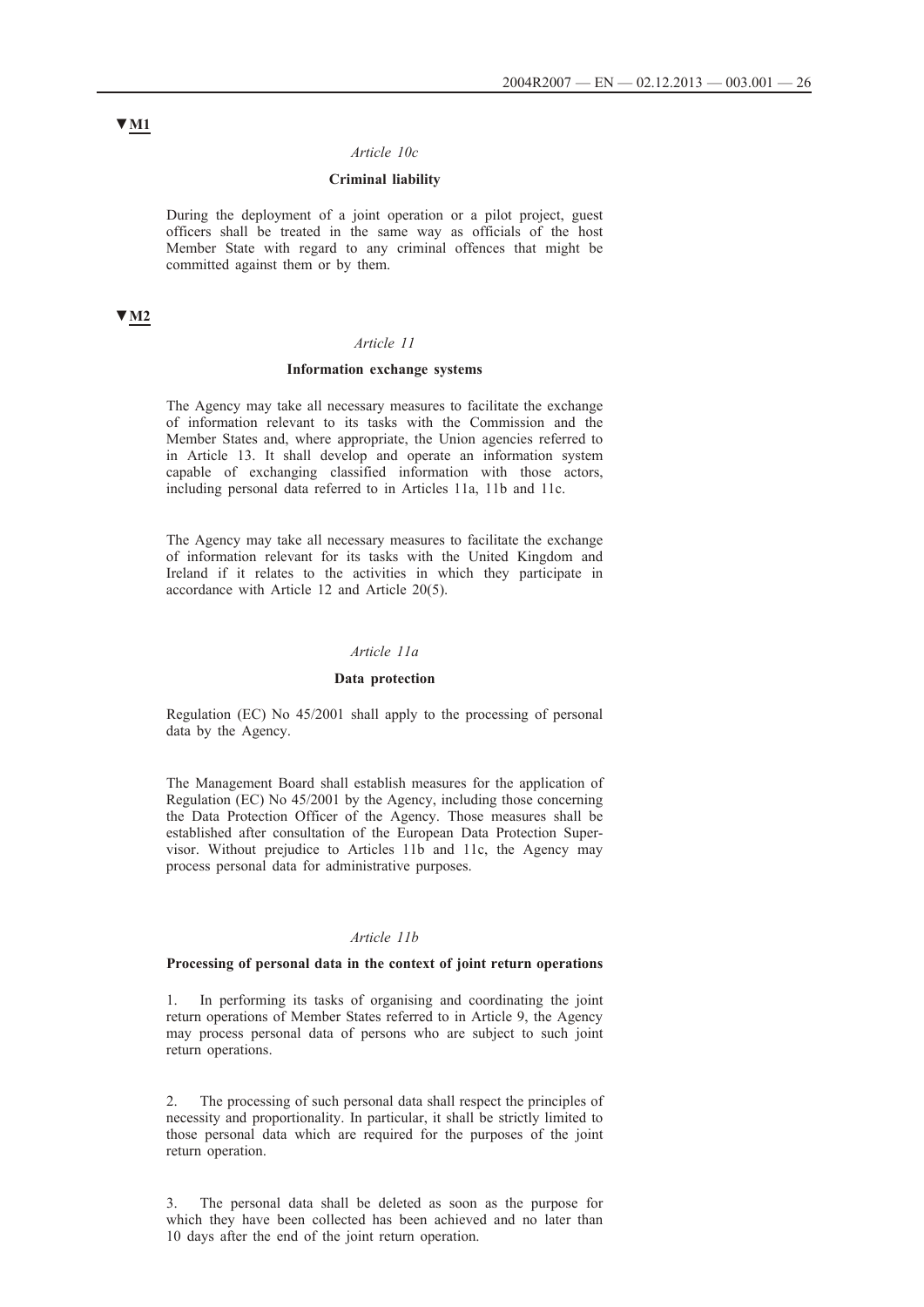▼M1

*Article 10c*

**Criminal liability**

During the deployment of a joint operation or a pilot project, guest officers shall be treated in the same way as officials of the host Member State with regard to any criminal offences that might be committed against them or by them.

▼M2

*Article 11*

**Information exchange systems**

The Agency may take all necessary measures to facilitate the exchange of information relevant to its tasks with the Commission and the Member States and, where appropriate, the Union agencies referred to in Article 13. It shall develop and operate an information system capable of exchanging classified information with those actors, including personal data referred to in Articles 11a, 11b and 11c.

The Agency may take all necessary measures to facilitate the exchange of information relevant for its tasks with the United Kingdom and Ireland if it relates to the activities in which they participate in accordance with Article 12 and Article 20(5).

*Article 11a*

**Data protection**

Regulation (EC) No 45/2001 shall apply to the processing of personal data by the Agency.

The Management Board shall establish measures for the application of Regulation (EC) No 45/2001 by the Agency, including those concerning the Data Protection Officer of the Agency. Those measures shall be established after consultation of the European Data Protection Supervisor. Without prejudice to Articles 11b and 11c, the Agency may process personal data for administrative purposes.

*Article 11b*

**Processing of personal data in the context of joint return operations**

1. In performing its tasks of organising and coordinating the joint return operations of Member States referred to in Article 9, the Agency may process personal data of persons who are subject to such joint return operations.

2. The processing of such personal data shall respect the principles of necessity and proportionality. In particular, it shall be strictly limited to those personal data which are required for the purposes of the joint return operation.

3. The personal data shall be deleted as soon as the purpose for which they have been collected has been achieved and no later than 10 days after the end of the joint return operation.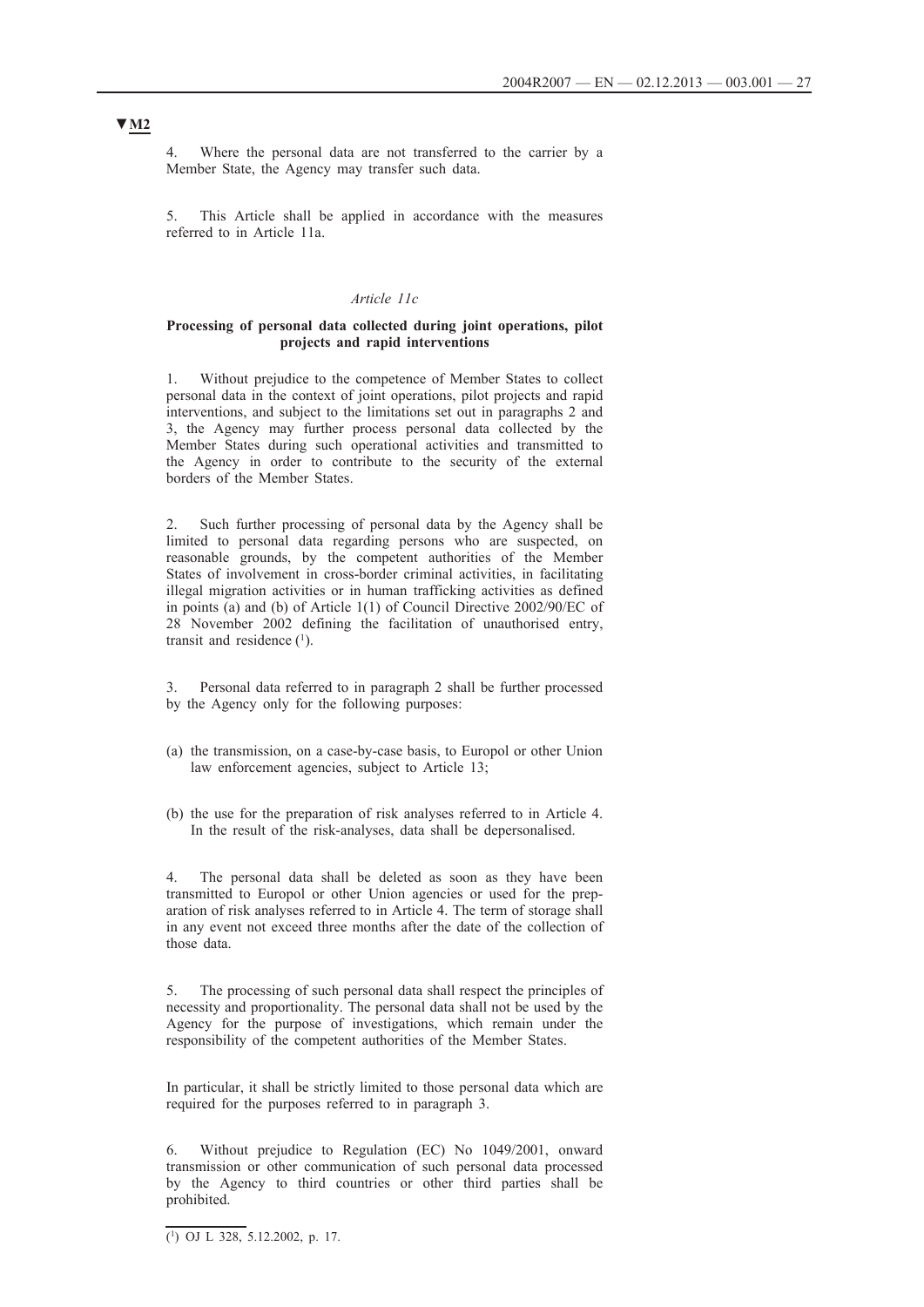▼M2

4. Where the personal data are not transferred to the carrier by a Member State, the Agency may transfer such data.

5. This Article shall be applied in accordance with the measures referred to in Article 11a.

*Article 11c*

**Processing of personal data collected during joint operations, pilot projects and rapid interventions**

1. Without prejudice to the competence of Member States to collect personal data in the context of joint operations, pilot projects and rapid interventions, and subject to the limitations set out in paragraphs 2 and 3, the Agency may further process personal data collected by the Member States during such operational activities and transmitted to the Agency in order to contribute to the security of the external borders of the Member States.

2. Such further processing of personal data by the Agency shall be limited to personal data regarding persons who are suspected, on reasonable grounds, by the competent authorities of the Member States of involvement in cross-border criminal activities, in facilitating illegal migration activities or in human trafficking activities as defined in points (a) and (b) of Article 1(1) of Council Directive 2002/90/EC of 28 November 2002 defining the facilitation of unauthorised entry, transit and residence [1].

3. Personal data referred to in paragraph 2 shall be further processed by the Agency only for the following purposes:

(a) the transmission, on a case-by-case basis, to Europol or other Union law enforcement agencies, subject to Article 13;

(b) the use for the preparation of risk analyses referred to in Article 4. In the result of the risk-analyses, data shall be depersonalised.

4. The personal data shall be deleted as soon as they have been transmitted to Europol or other Union agencies or used for the preparation of risk analyses referred to in Article 4. The term of storage shall in any event not exceed three months after the date of the collection of those data.

5. The processing of such personal data shall respect the principles of necessity and proportionality. The personal data shall not be used by the Agency for the purpose of investigations, which remain under the responsibility of the competent authorities of the Member States.

In particular, it shall be strictly limited to those personal data which are required for the purposes referred to in paragraph 3.

6. Without prejudice to Regulation (EC) No 1049/2001, onward transmission or other communication of such personal data processed by the Agency to third countries or other third parties shall be prohibited.

---

[1] OJ L 328, 5.12.2002, p. 17.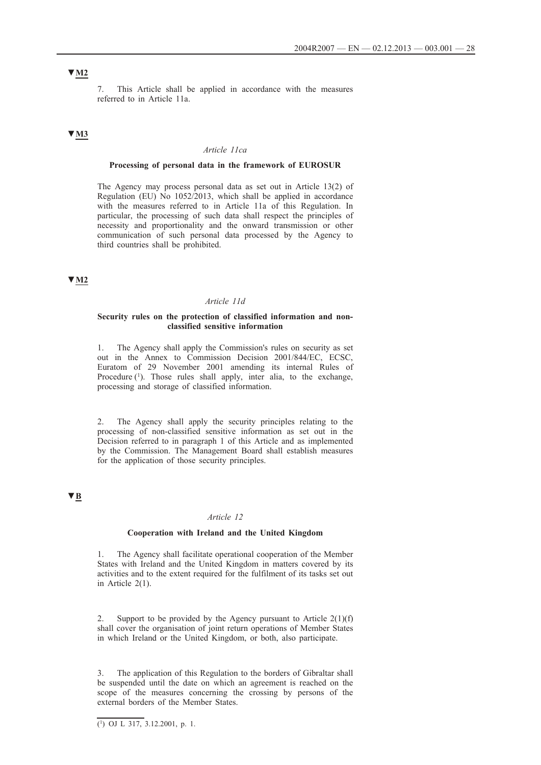▼M2

7. This Article shall be applied in accordance with the measures referred to in Article 11a.

▼M3

*Article 11ca*

**Processing of personal data in the framework of EUROSUR**

The Agency may process personal data as set out in Article 13(2) of Regulation (EU) No 1052/2013, which shall be applied in accordance with the measures referred to in Article 11a of this Regulation. In particular, the processing of such data shall respect the principles of necessity and proportionality and the onward transmission or other communication of such personal data processed by the Agency to third countries shall be prohibited.

▼M2

*Article 11d*

**Security rules on the protection of classified information and non-classified sensitive information**

1. The Agency shall apply the Commission's rules on security as set out in the Annex to Commission Decision 2001/844/EC, ECSC, Euratom of 29 November 2001 amending its internal Rules of Procedure [1]. Those rules shall apply, inter alia, to the exchange, processing and storage of classified information.

2. The Agency shall apply the security principles relating to the processing of non-classified sensitive information as set out in the Decision referred to in paragraph 1 of this Article and as implemented by the Commission. The Management Board shall establish measures for the application of those security principles.

▼B

*Article 12*

**Cooperation with Ireland and the United Kingdom**

1. The Agency shall facilitate operational cooperation of the Member States with Ireland and the United Kingdom in matters covered by its activities and to the extent required for the fulfilment of its tasks set out in Article 2(1).

2. Support to be provided by the Agency pursuant to Article 2(1)(f) shall cover the organisation of joint return operations of Member States in which Ireland or the United Kingdom, or both, also participate.

3. The application of this Regulation to the borders of Gibraltar shall be suspended until the date on which an agreement is reached on the scope of the measures concerning the crossing by persons of the external borders of the Member States.

---

[1] OJ L 317, 3.12.2001, p. 1.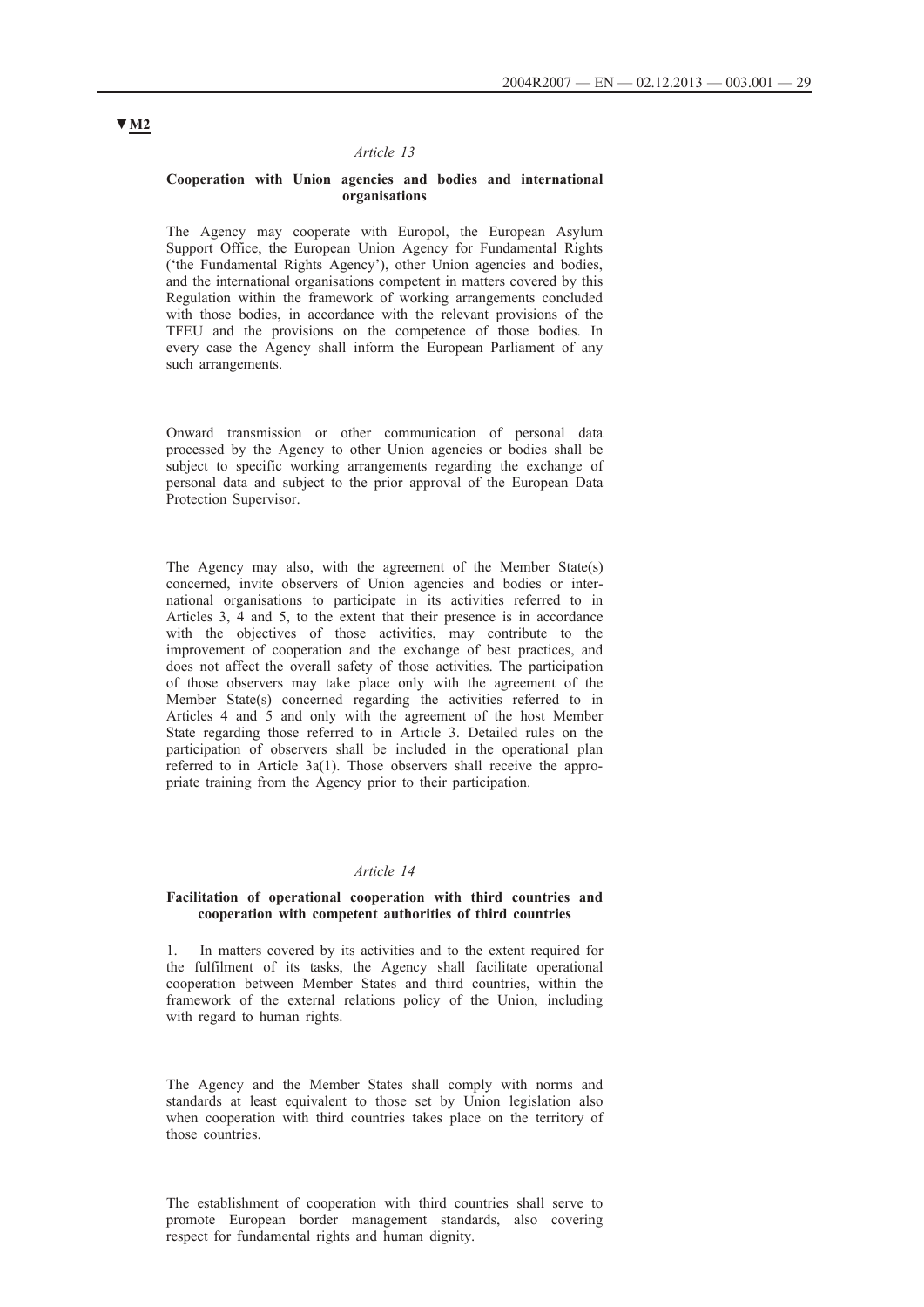▼M2

*Article 13*

**Cooperation with Union agencies and bodies and international organisations**

The Agency may cooperate with Europol, the European Asylum Support Office, the European Union Agency for Fundamental Rights ('the Fundamental Rights Agency'), other Union agencies and bodies, and the international organisations competent in matters covered by this Regulation within the framework of working arrangements concluded with those bodies, in accordance with the relevant provisions of the TFEU and the provisions on the competence of those bodies. In every case the Agency shall inform the European Parliament of any such arrangements.

Onward transmission or other communication of personal data processed by the Agency to other Union agencies or bodies shall be subject to specific working arrangements regarding the exchange of personal data and subject to the prior approval of the European Data Protection Supervisor.

The Agency may also, with the agreement of the Member State(s) concerned, invite observers of Union agencies and bodies or international organisations to participate in its activities referred to in Articles 3, 4 and 5, to the extent that their presence is in accordance with the objectives of those activities, may contribute to the improvement of cooperation and the exchange of best practices, and does not affect the overall safety of those activities. The participation of those observers may take place only with the agreement of the Member State(s) concerned regarding the activities referred to in Articles 4 and 5 and only with the agreement of the host Member State regarding those referred to in Article 3. Detailed rules on the participation of observers shall be included in the operational plan referred to in Article 3a(1). Those observers shall receive the appropriate training from the Agency prior to their participation.

*Article 14*

**Facilitation of operational cooperation with third countries and cooperation with competent authorities of third countries**

1. In matters covered by its activities and to the extent required for the fulfilment of its tasks, the Agency shall facilitate operational cooperation between Member States and third countries, within the framework of the external relations policy of the Union, including with regard to human rights.

The Agency and the Member States shall comply with norms and standards at least equivalent to those set by Union legislation also when cooperation with third countries takes place on the territory of those countries.

The establishment of cooperation with third countries shall serve to promote European border management standards, also covering respect for fundamental rights and human dignity.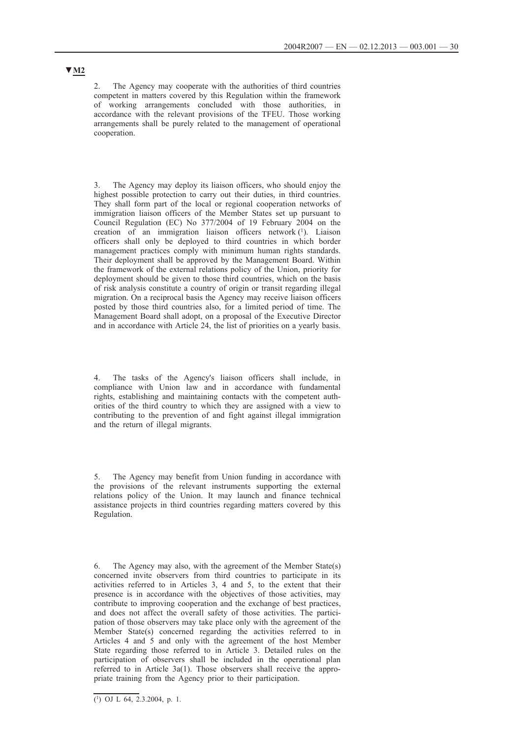▼M2

2. The Agency may cooperate with the authorities of third countries competent in matters covered by this Regulation within the framework of working arrangements concluded with those authorities, in accordance with the relevant provisions of the TFEU. Those working arrangements shall be purely related to the management of operational cooperation.

3. The Agency may deploy its liaison officers, who should enjoy the highest possible protection to carry out their duties, in third countries. They shall form part of the local or regional cooperation networks of immigration liaison officers of the Member States set up pursuant to Council Regulation (EC) No 377/2004 of 19 February 2004 on the creation of an immigration liaison officers network [1]. Liaison officers shall only be deployed to third countries in which border management practices comply with minimum human rights standards. Their deployment shall be approved by the Management Board. Within the framework of the external relations policy of the Union, priority for deployment should be given to those third countries, which on the basis of risk analysis constitute a country of origin or transit regarding illegal migration. On a reciprocal basis the Agency may receive liaison officers posted by those third countries also, for a limited period of time. The Management Board shall adopt, on a proposal of the Executive Director and in accordance with Article 24, the list of priorities on a yearly basis.

4. The tasks of the Agency's liaison officers shall include, in compliance with Union law and in accordance with fundamental rights, establishing and maintaining contacts with the competent authorities of the third country to which they are assigned with a view to contributing to the prevention of and fight against illegal immigration and the return of illegal migrants.

5. The Agency may benefit from Union funding in accordance with the provisions of the relevant instruments supporting the external relations policy of the Union. It may launch and finance technical assistance projects in third countries regarding matters covered by this Regulation.

6. The Agency may also, with the agreement of the Member State(s) concerned invite observers from third countries to participate in its activities referred to in Articles 3, 4 and 5, to the extent that their presence is in accordance with the objectives of those activities, may contribute to improving cooperation and the exchange of best practices, and does not affect the overall safety of those activities. The participation of those observers may take place only with the agreement of the Member State(s) concerned regarding the activities referred to in Articles 4 and 5 and only with the agreement of the host Member State regarding those referred to in Article 3. Detailed rules on the participation of observers shall be included in the operational plan referred to in Article 3a(1). Those observers shall receive the appropriate training from the Agency prior to their participation.

---

(1) OJ L 64, 2.3.2004, p. 1.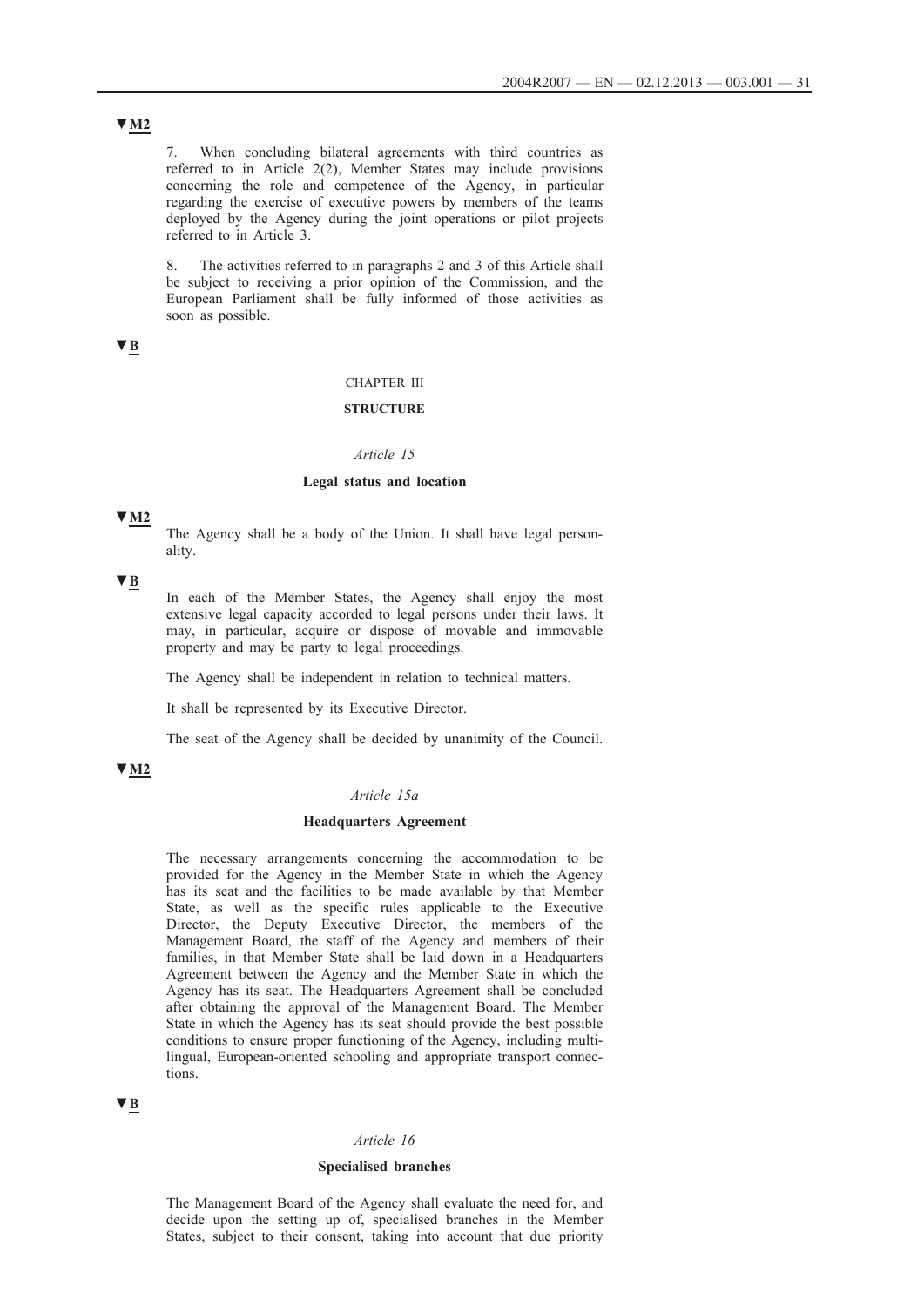▼M2

7. When concluding bilateral agreements with third countries as referred to in Article 2(2), Member States may include provisions concerning the role and competence of the Agency, in particular regarding the exercise of executive powers by members of the teams deployed by the Agency during the joint operations or pilot projects referred to in Article 3.

8. The activities referred to in paragraphs 2 and 3 of this Article shall be subject to receiving a prior opinion of the Commission, and the European Parliament shall be fully informed of those activities as soon as possible.

▼B

CHAPTER III

**STRUCTURE**

*Article 15*

**Legal status and location**

▼M2

The Agency shall be a body of the Union. It shall have legal personality.

▼B

In each of the Member States, the Agency shall enjoy the most extensive legal capacity accorded to legal persons under their laws. It may, in particular, acquire or dispose of movable and immovable property and may be party to legal proceedings.

The Agency shall be independent in relation to technical matters.

It shall be represented by its Executive Director.

The seat of the Agency shall be decided by unanimity of the Council.

▼M2

*Article 15a*

**Headquarters Agreement**

The necessary arrangements concerning the accommodation to be provided for the Agency in the Member State in which the Agency has its seat and the facilities to be made available by that Member State, as well as the specific rules applicable to the Executive Director, the Deputy Executive Director, the members of the Management Board, the staff of the Agency and members of their families, in that Member State shall be laid down in a Headquarters Agreement between the Agency and the Member State in which the Agency has its seat. The Headquarters Agreement shall be concluded after obtaining the approval of the Management Board. The Member State in which the Agency has its seat should provide the best possible conditions to ensure proper functioning of the Agency, including multilingual, European-oriented schooling and appropriate transport connections.

▼B

*Article 16*

**Specialised branches**

The Management Board of the Agency shall evaluate the need for, and decide upon the setting up of, specialised branches in the Member States, subject to their consent, taking into account that due priority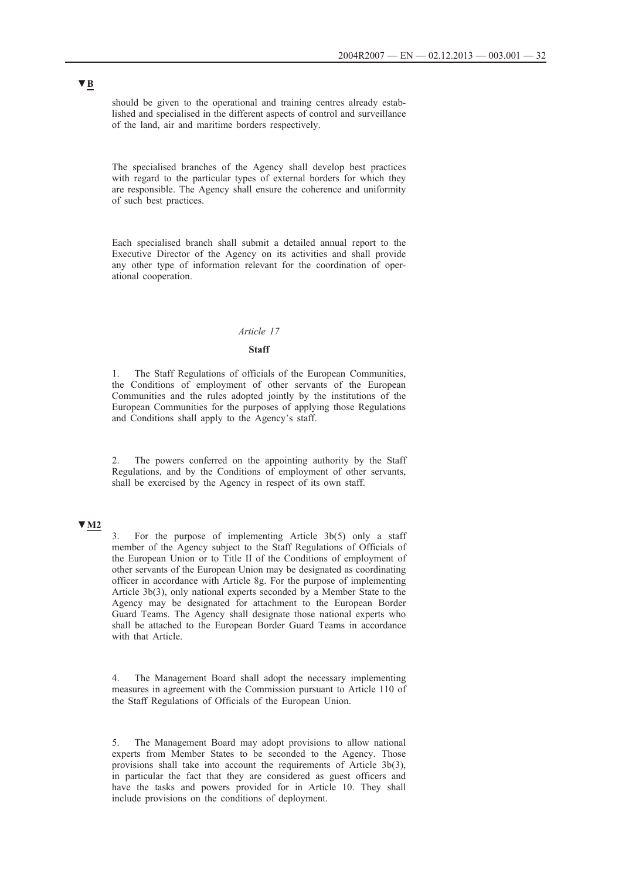▼B

should be given to the operational and training centres already established and specialised in the different aspects of control and surveillance of the land, air and maritime borders respectively.

The specialised branches of the Agency shall develop best practices with regard to the particular types of external borders for which they are responsible. The Agency shall ensure the coherence and uniformity of such best practices.

Each specialised branch shall submit a detailed annual report to the Executive Director of the Agency on its activities and shall provide any other type of information relevant for the coordination of operational cooperation.

*Article 17*

**Staff**

1. The Staff Regulations of officials of the European Communities, the Conditions of employment of other servants of the European Communities and the rules adopted jointly by the institutions of the European Communities for the purposes of applying those Regulations and Conditions shall apply to the Agency's staff.

2. The powers conferred on the appointing authority by the Staff Regulations, and by the Conditions of employment of other servants, shall be exercised by the Agency in respect of its own staff.

▼M2

3. For the purpose of implementing Article 3b(5) only a staff member of the Agency subject to the Staff Regulations of Officials of the European Union or to Title II of the Conditions of employment of other servants of the European Union may be designated as coordinating officer in accordance with Article 8g. For the purpose of implementing Article 3b(3), only national experts seconded by a Member State to the Agency may be designated for attachment to the European Border Guard Teams. The Agency shall designate those national experts who shall be attached to the European Border Guard Teams in accordance with that Article.

4. The Management Board shall adopt the necessary implementing measures in agreement with the Commission pursuant to Article 110 of the Staff Regulations of Officials of the European Union.

5. The Management Board may adopt provisions to allow national experts from Member States to be seconded to the Agency. Those provisions shall take into account the requirements of Article 3b(3), in particular the fact that they are considered as guest officers and have the tasks and powers provided for in Article 10. They shall include provisions on the conditions of deployment.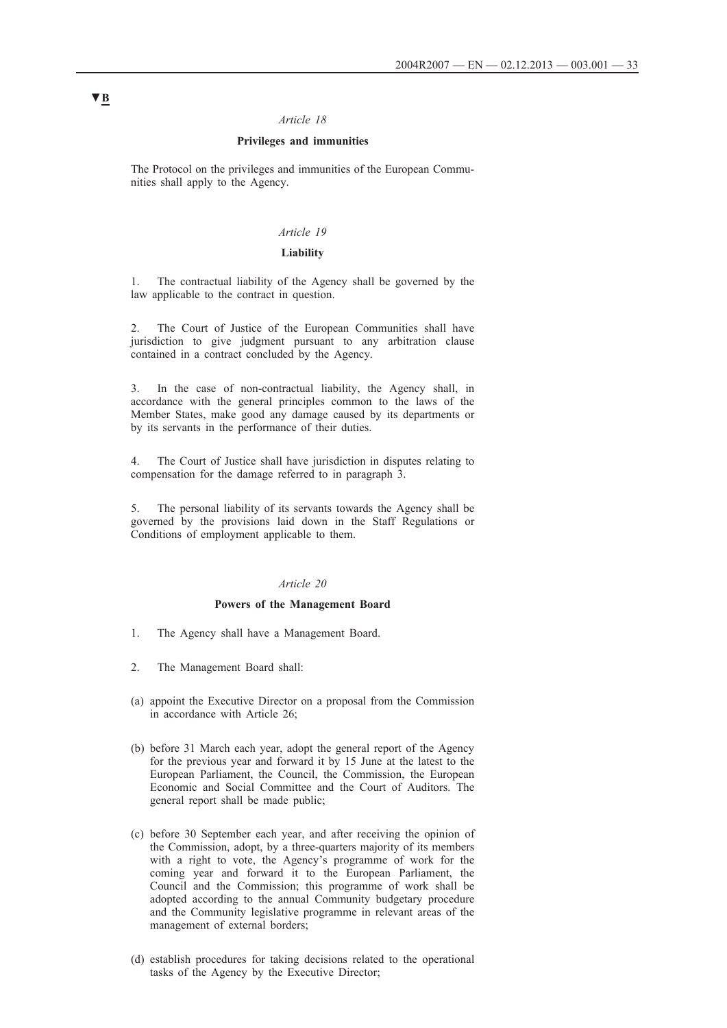▼B

*Article 18*

**Privileges and immunities**

The Protocol on the privileges and immunities of the European Communities shall apply to the Agency.

*Article 19*

**Liability**

1. The contractual liability of the Agency shall be governed by the law applicable to the contract in question.

2. The Court of Justice of the European Communities shall have jurisdiction to give judgment pursuant to any arbitration clause contained in a contract concluded by the Agency.

3. In the case of non-contractual liability, the Agency shall, in accordance with the general principles common to the laws of the Member States, make good any damage caused by its departments or by its servants in the performance of their duties.

4. The Court of Justice shall have jurisdiction in disputes relating to compensation for the damage referred to in paragraph 3.

5. The personal liability of its servants towards the Agency shall be governed by the provisions laid down in the Staff Regulations or Conditions of employment applicable to them.

*Article 20*

**Powers of the Management Board**

1. The Agency shall have a Management Board.

2. The Management Board shall:

(a) appoint the Executive Director on a proposal from the Commission in accordance with Article 26;

(b) before 31 March each year, adopt the general report of the Agency for the previous year and forward it by 15 June at the latest to the European Parliament, the Council, the Commission, the European Economic and Social Committee and the Court of Auditors. The general report shall be made public;

(c) before 30 September each year, and after receiving the opinion of the Commission, adopt, by a three-quarters majority of its members with a right to vote, the Agency's programme of work for the coming year and forward it to the European Parliament, the Council and the Commission; this programme of work shall be adopted according to the annual Community budgetary procedure and the Community legislative programme in relevant areas of the management of external borders;

(d) establish procedures for taking decisions related to the operational tasks of the Agency by the Executive Director;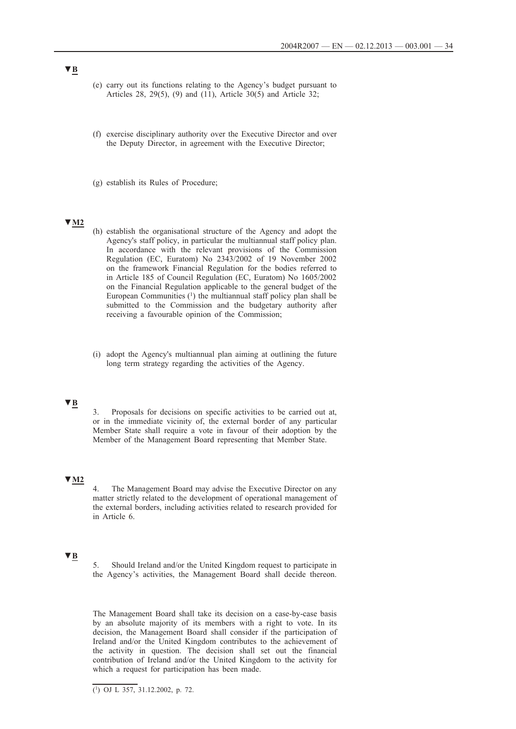▼B

(e) carry out its functions relating to the Agency's budget pursuant to Articles 28, 29(5), (9) and (11), Article 30(5) and Article 32;

(f) exercise disciplinary authority over the Executive Director and over the Deputy Director, in agreement with the Executive Director;

(g) establish its Rules of Procedure;

▼M2

(h) establish the organisational structure of the Agency and adopt the Agency's staff policy, in particular the multiannual staff policy plan. In accordance with the relevant provisions of the Commission Regulation (EC, Euratom) No 2343/2002 of 19 November 2002 on the framework Financial Regulation for the bodies referred to in Article 185 of Council Regulation (EC, Euratom) No 1605/2002 on the Financial Regulation applicable to the general budget of the European Communities [1] the multiannual staff policy plan shall be submitted to the Commission and the budgetary authority after receiving a favourable opinion of the Commission;

(i) adopt the Agency's multiannual plan aiming at outlining the future long term strategy regarding the activities of the Agency.

▼B

3. Proposals for decisions on specific activities to be carried out at, or in the immediate vicinity of, the external border of any particular Member State shall require a vote in favour of their adoption by the Member of the Management Board representing that Member State.

▼M2

4. The Management Board may advise the Executive Director on any matter strictly related to the development of operational management of the external borders, including activities related to research provided for in Article 6.

▼B

5. Should Ireland and/or the United Kingdom request to participate in the Agency's activities, the Management Board shall decide thereon.

The Management Board shall take its decision on a case-by-case basis by an absolute majority of its members with a right to vote. In its decision, the Management Board shall consider if the participation of Ireland and/or the United Kingdom contributes to the achievement of the activity in question. The decision shall set out the financial contribution of Ireland and/or the United Kingdom to the activity for which a request for participation has been made.

[1] OJ L 357, 31.12.2002, p. 72.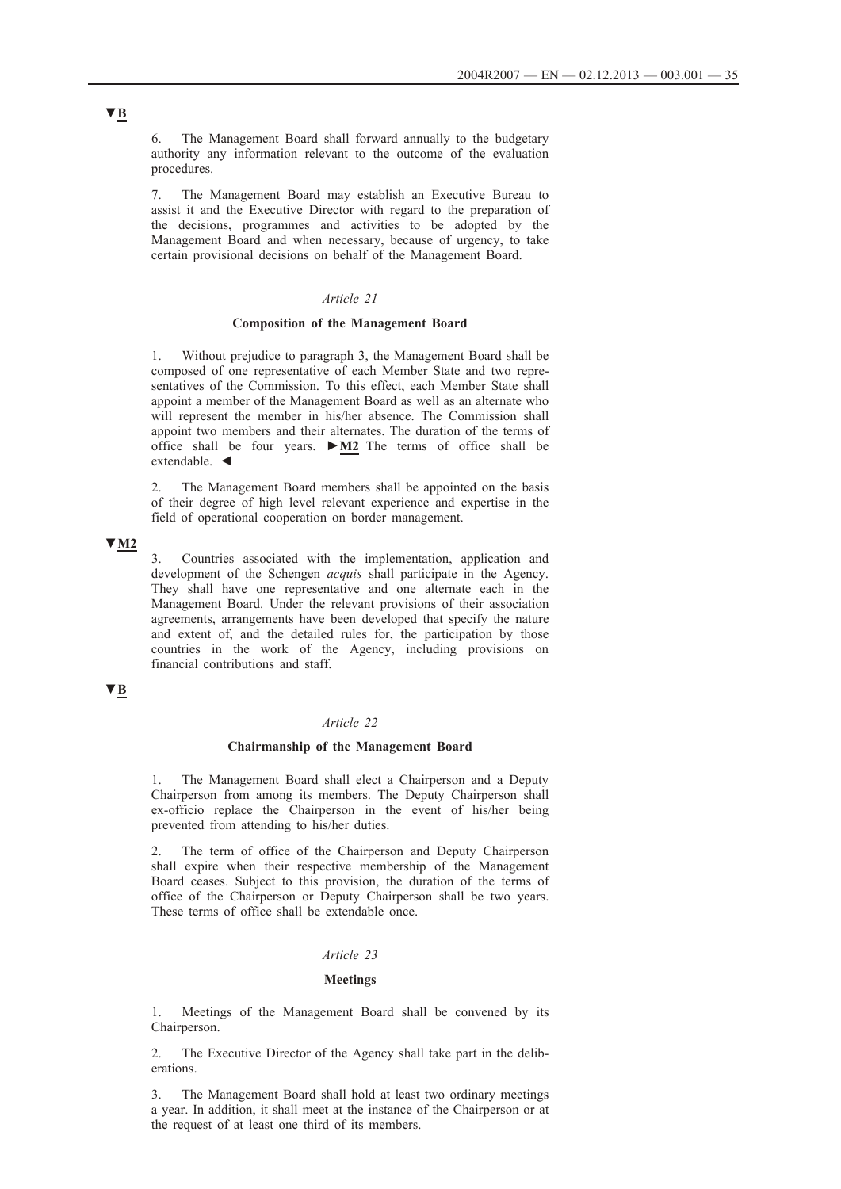▼B

6. The Management Board shall forward annually to the budgetary authority any information relevant to the outcome of the evaluation procedures.

7. The Management Board may establish an Executive Bureau to assist it and the Executive Director with regard to the preparation of the decisions, programmes and activities to be adopted by the Management Board and when necessary, because of urgency, to take certain provisional decisions on behalf of the Management Board.

*Article 21*

**Composition of the Management Board**

1. Without prejudice to paragraph 3, the Management Board shall be composed of one representative of each Member State and two representatives of the Commission. To this effect, each Member State shall appoint a member of the Management Board as well as an alternate who will represent the member in his/her absence. The Commission shall appoint two members and their alternates. The duration of the terms of office shall be four years. ►M2 The terms of office shall be extendable. ◄

2. The Management Board members shall be appointed on the basis of their degree of high level relevant experience and expertise in the field of operational cooperation on border management.

▼M2

3. Countries associated with the implementation, application and development of the Schengen *acquis* shall participate in the Agency. They shall have one representative and one alternate each in the Management Board. Under the relevant provisions of their association agreements, arrangements have been developed that specify the nature and extent of, and the detailed rules for, the participation by those countries in the work of the Agency, including provisions on financial contributions and staff.

▼B

*Article 22*

**Chairmanship of the Management Board**

1. The Management Board shall elect a Chairperson and a Deputy Chairperson from among its members. The Deputy Chairperson shall ex-officio replace the Chairperson in the event of his/her being prevented from attending to his/her duties.

2. The term of office of the Chairperson and Deputy Chairperson shall expire when their respective membership of the Management Board ceases. Subject to this provision, the duration of the terms of office of the Chairperson or Deputy Chairperson shall be two years. These terms of office shall be extendable once.

*Article 23*

**Meetings**

1. Meetings of the Management Board shall be convened by its Chairperson.

2. The Executive Director of the Agency shall take part in the deliberations.

3. The Management Board shall hold at least two ordinary meetings a year. In addition, it shall meet at the instance of the Chairperson or at the request of at least one third of its members.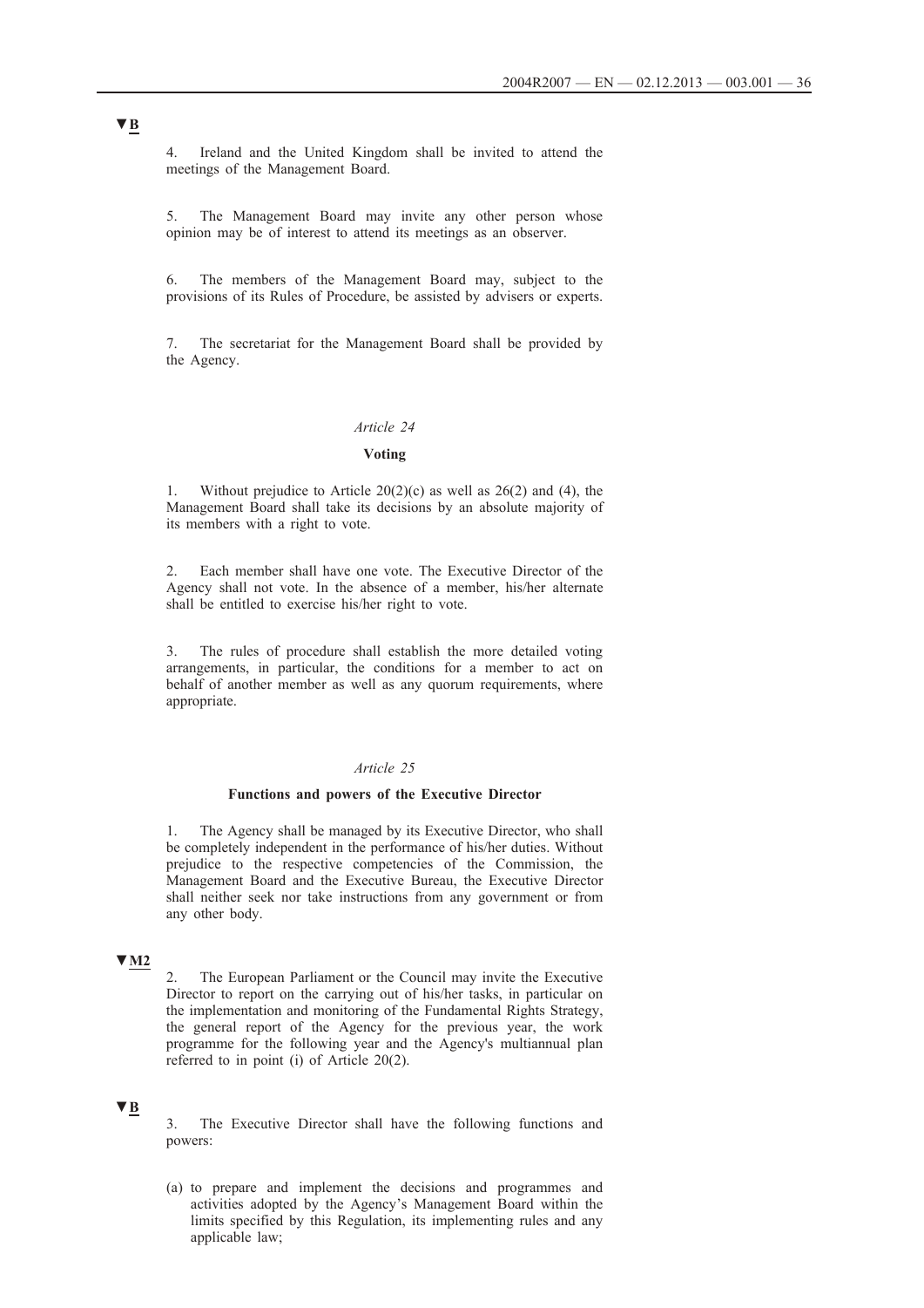▼B

4. Ireland and the United Kingdom shall be invited to attend the meetings of the Management Board.

5. The Management Board may invite any other person whose opinion may be of interest to attend its meetings as an observer.

6. The members of the Management Board may, subject to the provisions of its Rules of Procedure, be assisted by advisers or experts.

7. The secretariat for the Management Board shall be provided by the Agency.

*Article 24*

**Voting**

1. Without prejudice to Article 20(2)(c) as well as 26(2) and (4), the Management Board shall take its decisions by an absolute majority of its members with a right to vote.

2. Each member shall have one vote. The Executive Director of the Agency shall not vote. In the absence of a member, his/her alternate shall be entitled to exercise his/her right to vote.

3. The rules of procedure shall establish the more detailed voting arrangements, in particular, the conditions for a member to act on behalf of another member as well as any quorum requirements, where appropriate.

*Article 25*

**Functions and powers of the Executive Director**

1. The Agency shall be managed by its Executive Director, who shall be completely independent in the performance of his/her duties. Without prejudice to the respective competencies of the Commission, the Management Board and the Executive Bureau, the Executive Director shall neither seek nor take instructions from any government or from any other body.

▼M2

2. The European Parliament or the Council may invite the Executive Director to report on the carrying out of his/her tasks, in particular on the implementation and monitoring of the Fundamental Rights Strategy, the general report of the Agency for the previous year, the work programme for the following year and the Agency's multiannual plan referred to in point (i) of Article 20(2).

▼B

3. The Executive Director shall have the following functions and powers:

(a) to prepare and implement the decisions and programmes and activities adopted by the Agency's Management Board within the limits specified by this Regulation, its implementing rules and any applicable law;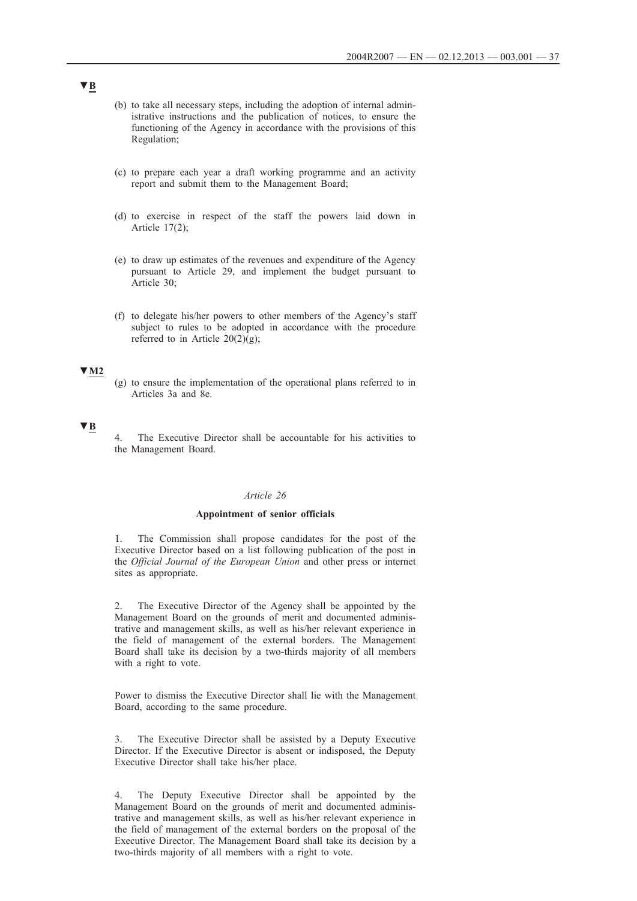▼B

(b) to take all necessary steps, including the adoption of internal administrative instructions and the publication of notices, to ensure the functioning of the Agency in accordance with the provisions of this Regulation;

(c) to prepare each year a draft working programme and an activity report and submit them to the Management Board;

(d) to exercise in respect of the staff the powers laid down in Article 17(2);

(e) to draw up estimates of the revenues and expenditure of the Agency pursuant to Article 29, and implement the budget pursuant to Article 30;

(f) to delegate his/her powers to other members of the Agency's staff subject to rules to be adopted in accordance with the procedure referred to in Article 20(2)(g);

▼M2

(g) to ensure the implementation of the operational plans referred to in Articles 3a and 8e.

▼B

4. The Executive Director shall be accountable for his activities to the Management Board.

*Article 26*

**Appointment of senior officials**

1. The Commission shall propose candidates for the post of the Executive Director based on a list following publication of the post in the *Official Journal of the European Union* and other press or internet sites as appropriate.

2. The Executive Director of the Agency shall be appointed by the Management Board on the grounds of merit and documented administrative and management skills, as well as his/her relevant experience in the field of management of the external borders. The Management Board shall take its decision by a two-thirds majority of all members with a right to vote.

Power to dismiss the Executive Director shall lie with the Management Board, according to the same procedure.

3. The Executive Director shall be assisted by a Deputy Executive Director. If the Executive Director is absent or indisposed, the Deputy Executive Director shall take his/her place.

4. The Deputy Executive Director shall be appointed by the Management Board on the grounds of merit and documented administrative and management skills, as well as his/her relevant experience in the field of management of the external borders on the proposal of the Executive Director. The Management Board shall take its decision by a two-thirds majority of all members with a right to vote.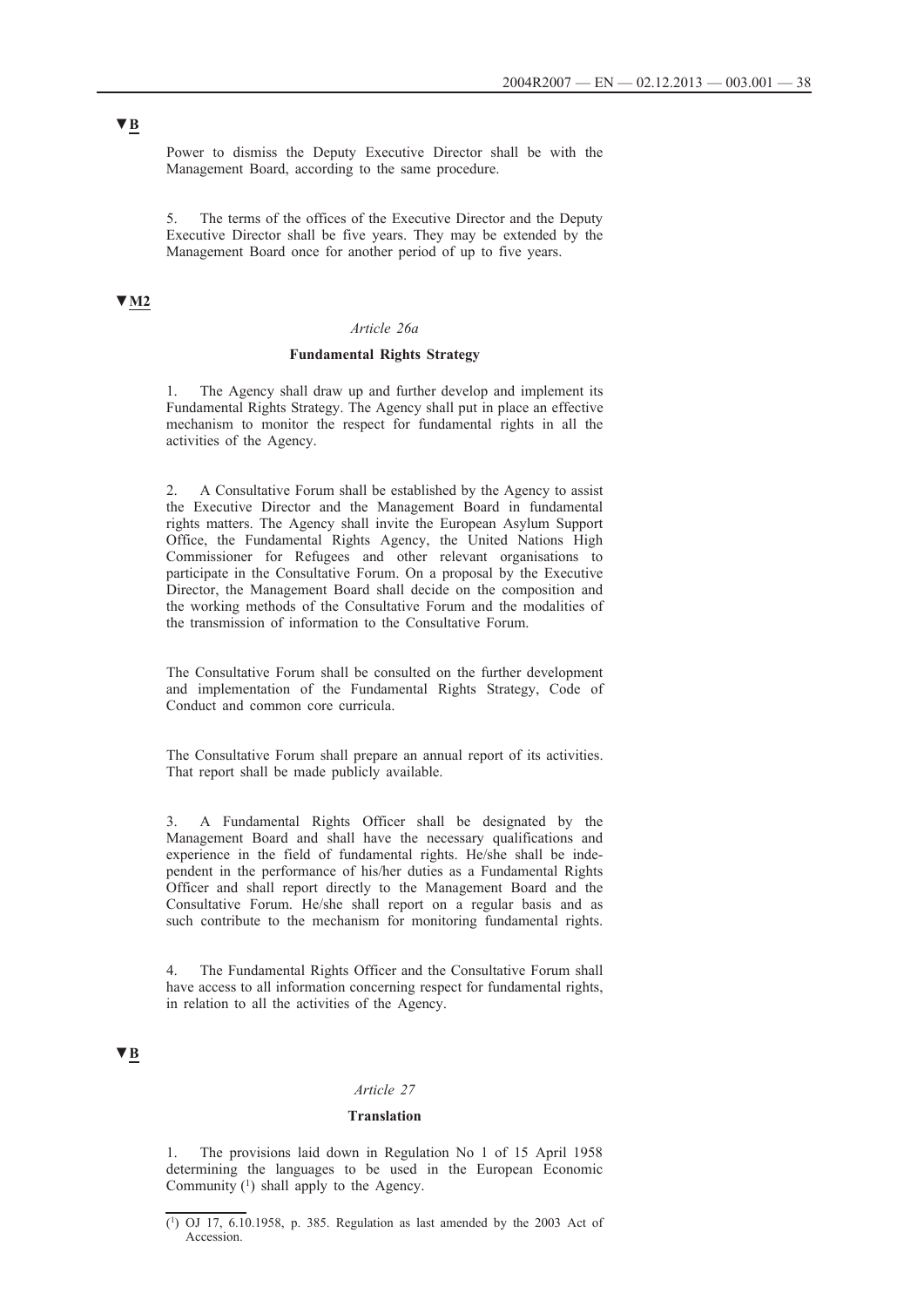▼B

Power to dismiss the Deputy Executive Director shall be with the Management Board, according to the same procedure.

5. The terms of the offices of the Executive Director and the Deputy Executive Director shall be five years. They may be extended by the Management Board once for another period of up to five years.

▼M2

*Article 26a*

**Fundamental Rights Strategy**

1. The Agency shall draw up and further develop and implement its Fundamental Rights Strategy. The Agency shall put in place an effective mechanism to monitor the respect for fundamental rights in all the activities of the Agency.

2. A Consultative Forum shall be established by the Agency to assist the Executive Director and the Management Board in fundamental rights matters. The Agency shall invite the European Asylum Support Office, the Fundamental Rights Agency, the United Nations High Commissioner for Refugees and other relevant organisations to participate in the Consultative Forum. On a proposal by the Executive Director, the Management Board shall decide on the composition and the working methods of the Consultative Forum and the modalities of the transmission of information to the Consultative Forum.

The Consultative Forum shall be consulted on the further development and implementation of the Fundamental Rights Strategy, Code of Conduct and common core curricula.

The Consultative Forum shall prepare an annual report of its activities. That report shall be made publicly available.

3. A Fundamental Rights Officer shall be designated by the Management Board and shall have the necessary qualifications and experience in the field of fundamental rights. He/she shall be independent in the performance of his/her duties as a Fundamental Rights Officer and shall report directly to the Management Board and the Consultative Forum. He/she shall report on a regular basis and as such contribute to the mechanism for monitoring fundamental rights.

4. The Fundamental Rights Officer and the Consultative Forum shall have access to all information concerning respect for fundamental rights, in relation to all the activities of the Agency.

▼B

*Article 27*

**Translation**

1. The provisions laid down in Regulation No 1 of 15 April 1958 determining the languages to be used in the European Economic Community [1] shall apply to the Agency.

[1] OJ 17, 6.10.1958, p. 385. Regulation as last amended by the 2003 Act of Accession.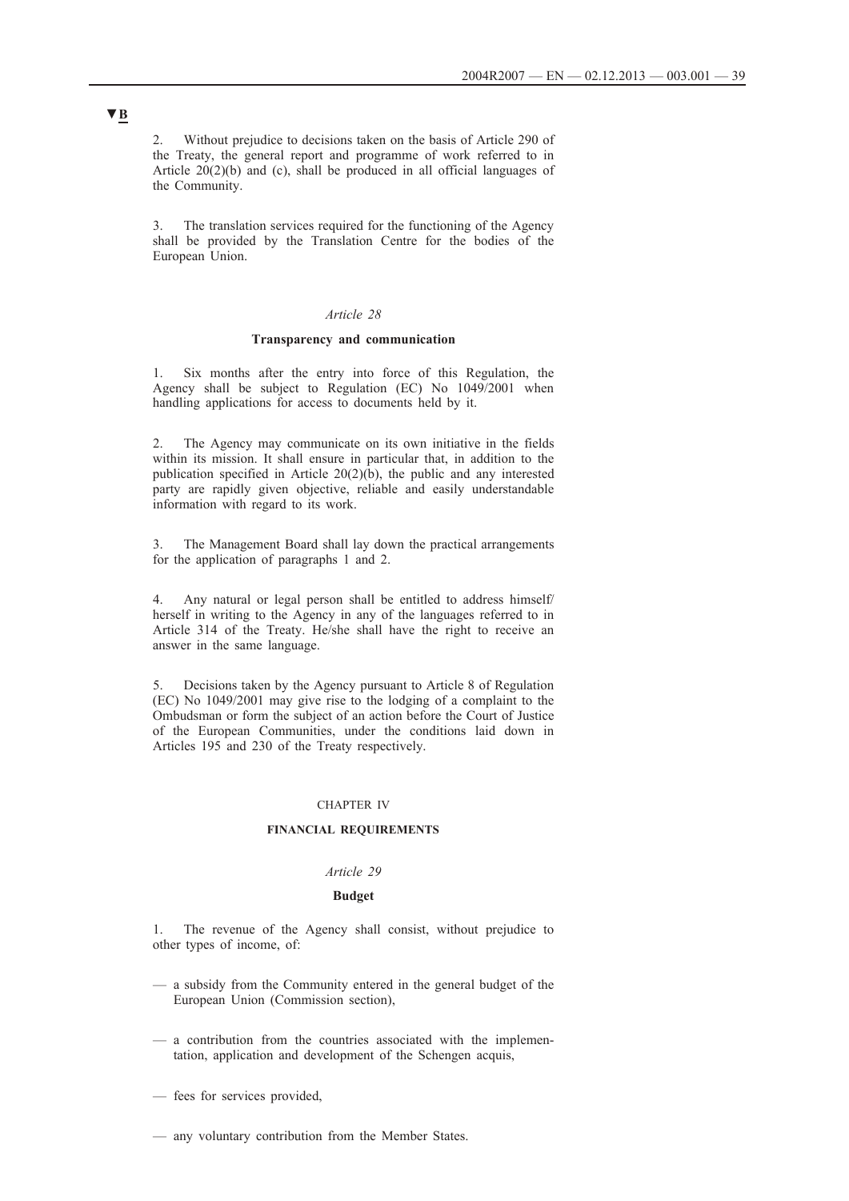▼B

2. Without prejudice to decisions taken on the basis of Article 290 of the Treaty, the general report and programme of work referred to in Article 20(2)(b) and (c), shall be produced in all official languages of the Community.

3. The translation services required for the functioning of the Agency shall be provided by the Translation Centre for the bodies of the European Union.

*Article 28*

**Transparency and communication**

1. Six months after the entry into force of this Regulation, the Agency shall be subject to Regulation (EC) No 1049/2001 when handling applications for access to documents held by it.

2. The Agency may communicate on its own initiative in the fields within its mission. It shall ensure in particular that, in addition to the publication specified in Article 20(2)(b), the public and any interested party are rapidly given objective, reliable and easily understandable information with regard to its work.

3. The Management Board shall lay down the practical arrangements for the application of paragraphs 1 and 2.

4. Any natural or legal person shall be entitled to address himself/herself in writing to the Agency in any of the languages referred to in Article 314 of the Treaty. He/she shall have the right to receive an answer in the same language.

5. Decisions taken by the Agency pursuant to Article 8 of Regulation (EC) No 1049/2001 may give rise to the lodging of a complaint to the Ombudsman or form the subject of an action before the Court of Justice of the European Communities, under the conditions laid down in Articles 195 and 230 of the Treaty respectively.

CHAPTER IV

**FINANCIAL REQUIREMENTS**

*Article 29*

**Budget**

1. The revenue of the Agency shall consist, without prejudice to other types of income, of:

— a subsidy from the Community entered in the general budget of the European Union (Commission section),

— a contribution from the countries associated with the implementation, application and development of the Schengen acquis,

— fees for services provided,

— any voluntary contribution from the Member States.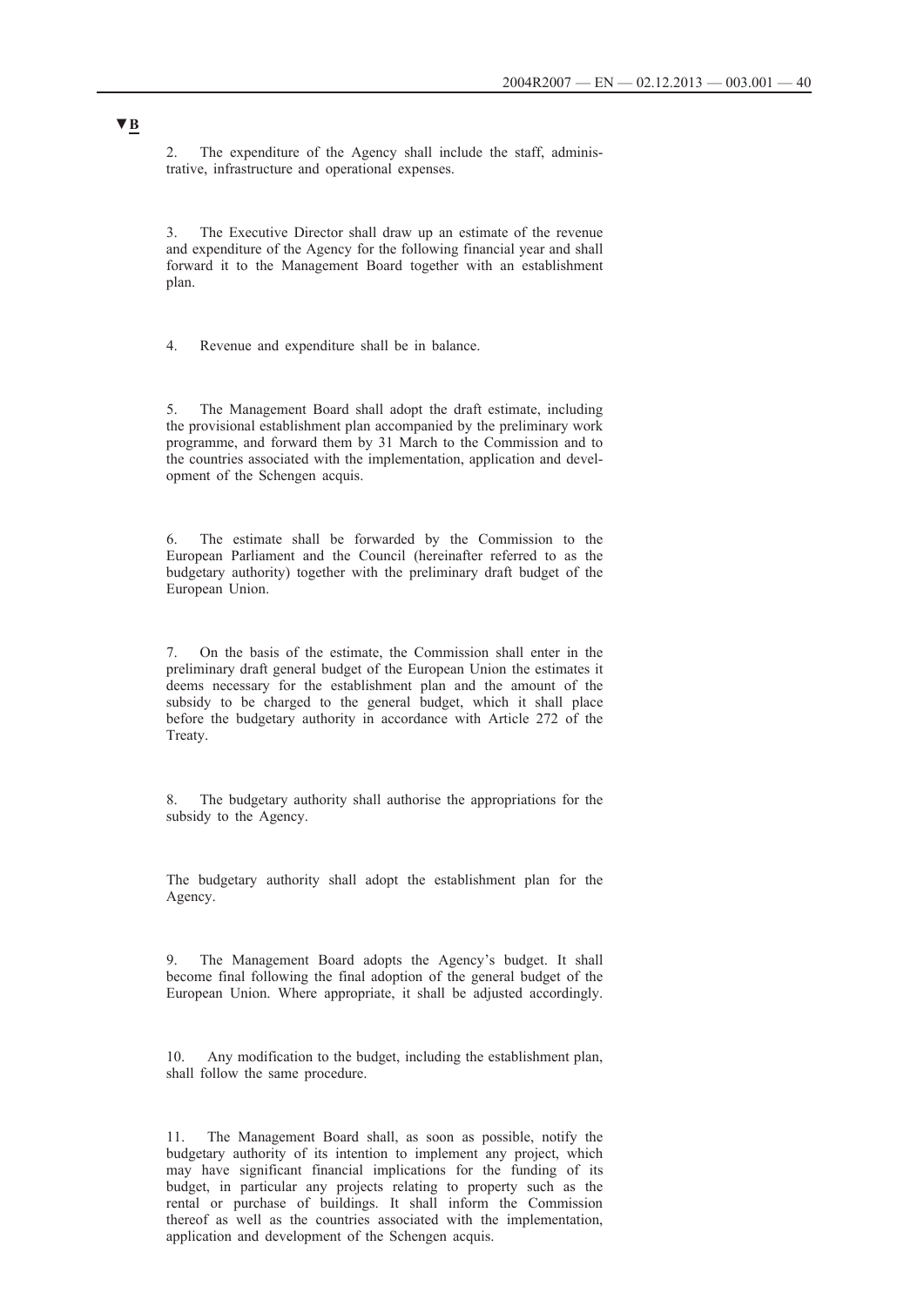▼B

2. The expenditure of the Agency shall include the staff, administrative, infrastructure and operational expenses.

3. The Executive Director shall draw up an estimate of the revenue and expenditure of the Agency for the following financial year and shall forward it to the Management Board together with an establishment plan.

4. Revenue and expenditure shall be in balance.

5. The Management Board shall adopt the draft estimate, including the provisional establishment plan accompanied by the preliminary work programme, and forward them by 31 March to the Commission and to the countries associated with the implementation, application and development of the Schengen acquis.

6. The estimate shall be forwarded by the Commission to the European Parliament and the Council (hereinafter referred to as the budgetary authority) together with the preliminary draft budget of the European Union.

7. On the basis of the estimate, the Commission shall enter in the preliminary draft general budget of the European Union the estimates it deems necessary for the establishment plan and the amount of the subsidy to be charged to the general budget, which it shall place before the budgetary authority in accordance with Article 272 of the Treaty.

8. The budgetary authority shall authorise the appropriations for the subsidy to the Agency.

The budgetary authority shall adopt the establishment plan for the Agency.

9. The Management Board adopts the Agency's budget. It shall become final following the final adoption of the general budget of the European Union. Where appropriate, it shall be adjusted accordingly.

10. Any modification to the budget, including the establishment plan, shall follow the same procedure.

11. The Management Board shall, as soon as possible, notify the budgetary authority of its intention to implement any project, which may have significant financial implications for the funding of its budget, in particular any projects relating to property such as the rental or purchase of buildings. It shall inform the Commission thereof as well as the countries associated with the implementation, application and development of the Schengen acquis.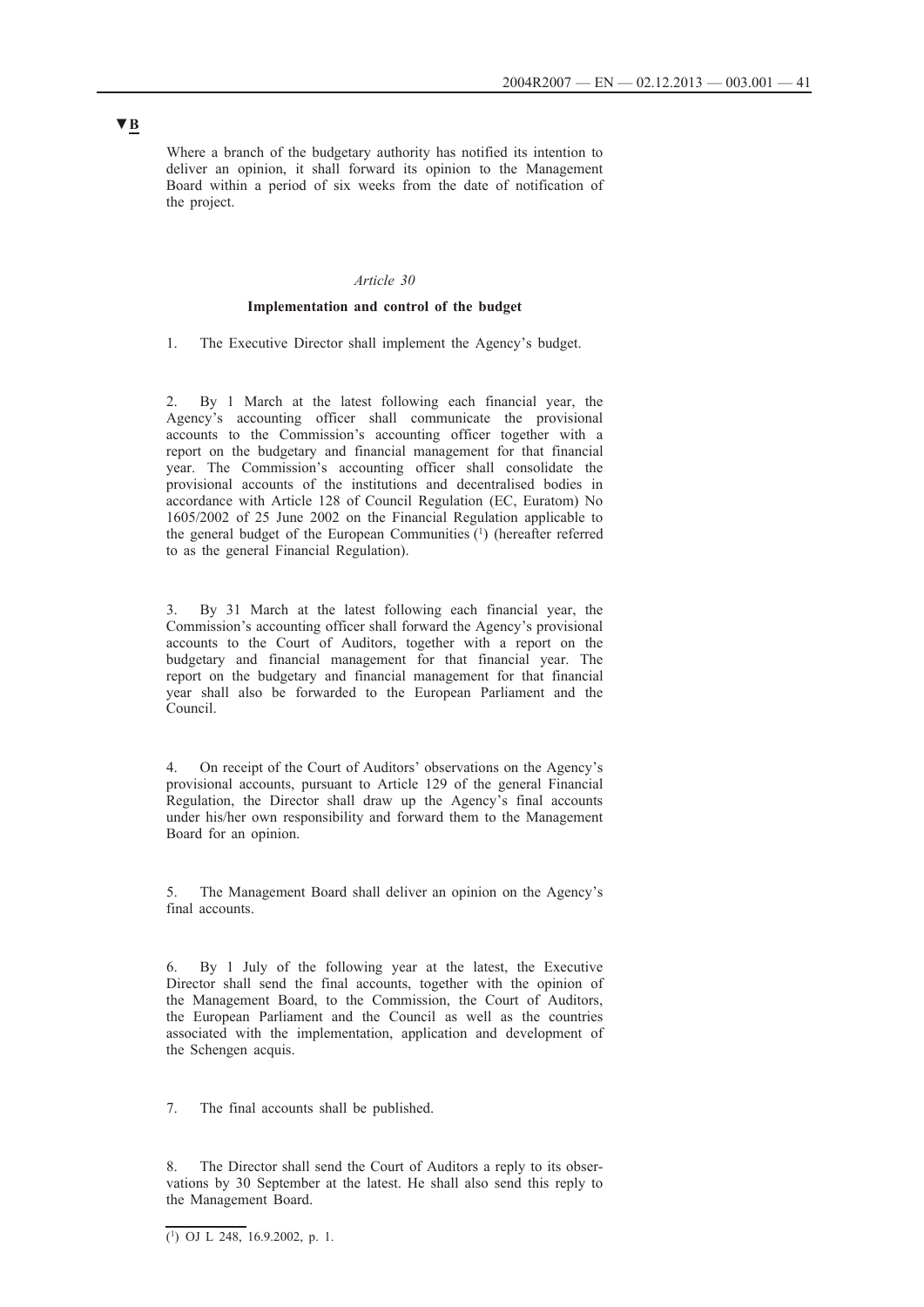▼B

Where a branch of the budgetary authority has notified its intention to deliver an opinion, it shall forward its opinion to the Management Board within a period of six weeks from the date of notification of the project.

*Article 30*

**Implementation and control of the budget**

1. The Executive Director shall implement the Agency's budget.

2. By 1 March at the latest following each financial year, the Agency's accounting officer shall communicate the provisional accounts to the Commission's accounting officer together with a report on the budgetary and financial management for that financial year. The Commission's accounting officer shall consolidate the provisional accounts of the institutions and decentralised bodies in accordance with Article 128 of Council Regulation (EC, Euratom) No 1605/2002 of 25 June 2002 on the Financial Regulation applicable to the general budget of the European Communities [1] (hereafter referred to as the general Financial Regulation).

3. By 31 March at the latest following each financial year, the Commission's accounting officer shall forward the Agency's provisional accounts to the Court of Auditors, together with a report on the budgetary and financial management for that financial year. The report on the budgetary and financial management for that financial year shall also be forwarded to the European Parliament and the Council.

4. On receipt of the Court of Auditors' observations on the Agency's provisional accounts, pursuant to Article 129 of the general Financial Regulation, the Director shall draw up the Agency's final accounts under his/her own responsibility and forward them to the Management Board for an opinion.

5. The Management Board shall deliver an opinion on the Agency's final accounts.

6. By 1 July of the following year at the latest, the Executive Director shall send the final accounts, together with the opinion of the Management Board, to the Commission, the Court of Auditors, the European Parliament and the Council as well as the countries associated with the implementation, application and development of the Schengen acquis.

7. The final accounts shall be published.

8. The Director shall send the Court of Auditors a reply to its observations by 30 September at the latest. He shall also send this reply to the Management Board.

[1] OJ L 248, 16.9.2002, p. 1.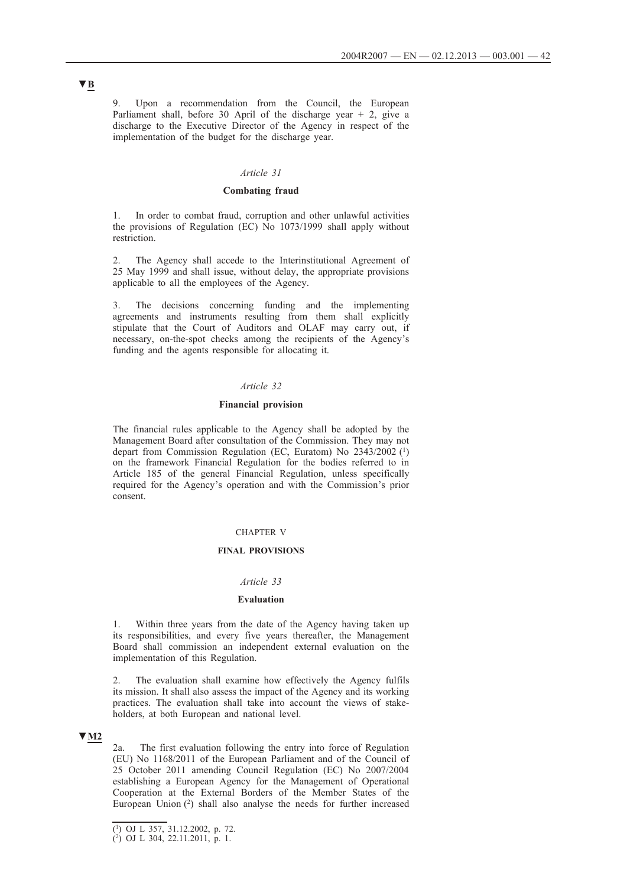▼B

9. Upon a recommendation from the Council, the European Parliament shall, before 30 April of the discharge year + 2, give a discharge to the Executive Director of the Agency in respect of the implementation of the budget for the discharge year.

*Article 31*

**Combating fraud**

1. In order to combat fraud, corruption and other unlawful activities the provisions of Regulation (EC) No 1073/1999 shall apply without restriction.

2. The Agency shall accede to the Interinstitutional Agreement of 25 May 1999 and shall issue, without delay, the appropriate provisions applicable to all the employees of the Agency.

3. The decisions concerning funding and the implementing agreements and instruments resulting from them shall explicitly stipulate that the Court of Auditors and OLAF may carry out, if necessary, on-the-spot checks among the recipients of the Agency's funding and the agents responsible for allocating it.

*Article 32*

**Financial provision**

The financial rules applicable to the Agency shall be adopted by the Management Board after consultation of the Commission. They may not depart from Commission Regulation (EC, Euratom) No 2343/2002 [1] on the framework Financial Regulation for the bodies referred to in Article 185 of the general Financial Regulation, unless specifically required for the Agency's operation and with the Commission's prior consent.

CHAPTER V

**FINAL PROVISIONS**

*Article 33*

**Evaluation**

1. Within three years from the date of the Agency having taken up its responsibilities, and every five years thereafter, the Management Board shall commission an independent external evaluation on the implementation of this Regulation.

2. The evaluation shall examine how effectively the Agency fulfils its mission. It shall also assess the impact of the Agency and its working practices. The evaluation shall take into account the views of stakeholders, at both European and national level.

▼M2

2a. The first evaluation following the entry into force of Regulation (EU) No 1168/2011 of the European Parliament and of the Council of 25 October 2011 amending Council Regulation (EC) No 2007/2004 establishing a European Agency for the Management of Operational Cooperation at the External Borders of the Member States of the European Union [2] shall also analyse the needs for further increased

[1] OJ L 357, 31.12.2002, p. 72.

[2] OJ L 304, 22.11.2011, p. 1.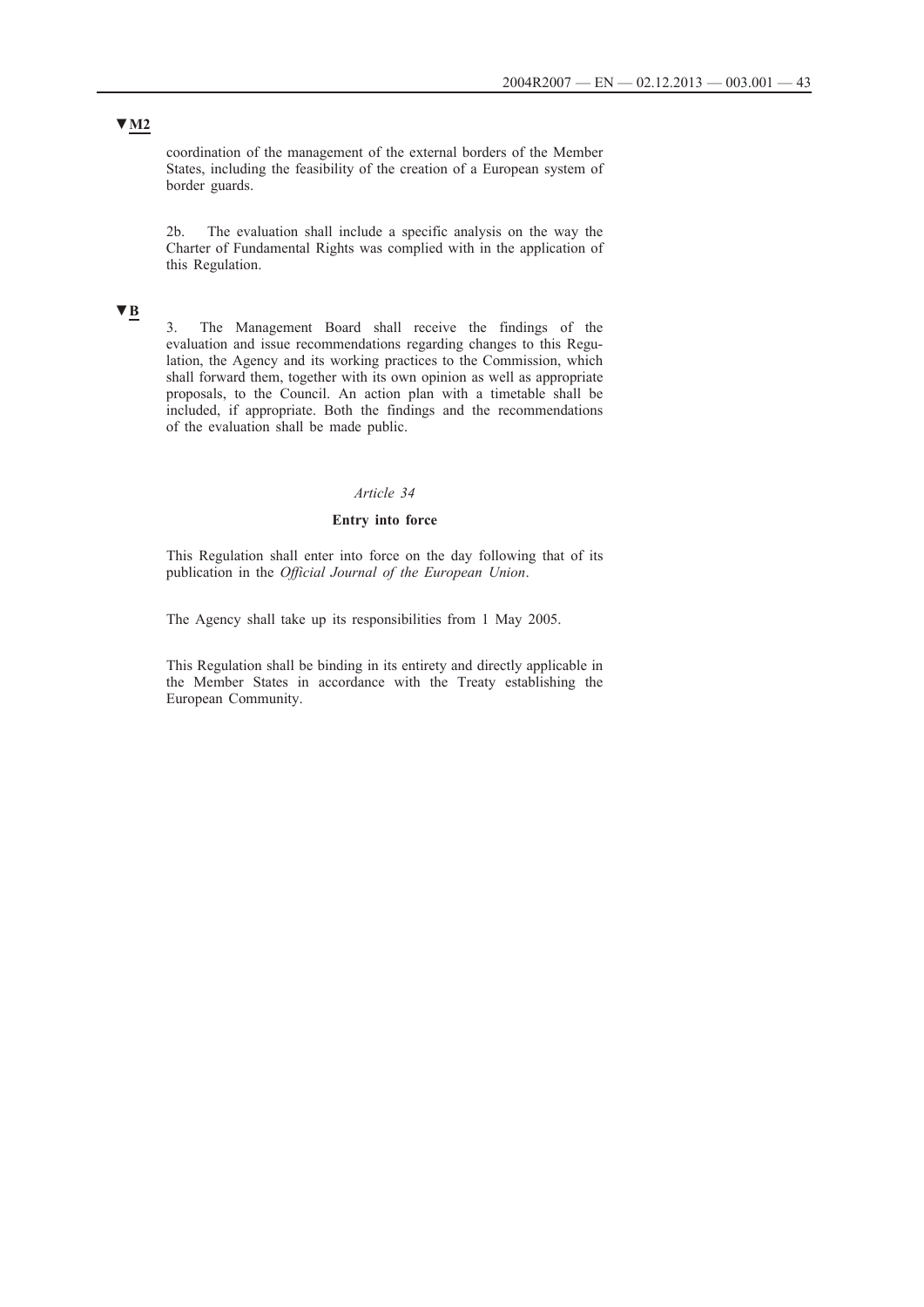▼**M2**

coordination of the management of the external borders of the Member States, including the feasibility of the creation of a European system of border guards.

2b. The evaluation shall include a specific analysis on the way the Charter of Fundamental Rights was complied with in the application of this Regulation.

▼**B**

3. The Management Board shall receive the findings of the evaluation and issue recommendations regarding changes to this Regulation, the Agency and its working practices to the Commission, which shall forward them, together with its own opinion as well as appropriate proposals, to the Council. An action plan with a timetable shall be included, if appropriate. Both the findings and the recommendations of the evaluation shall be made public.

*Article 34*

**Entry into force**

This Regulation shall enter into force on the day following that of its publication in the *Official Journal of the European Union*.

The Agency shall take up its responsibilities from 1 May 2005.

This Regulation shall be binding in its entirety and directly applicable in the Member States in accordance with the Treaty establishing the European Community.